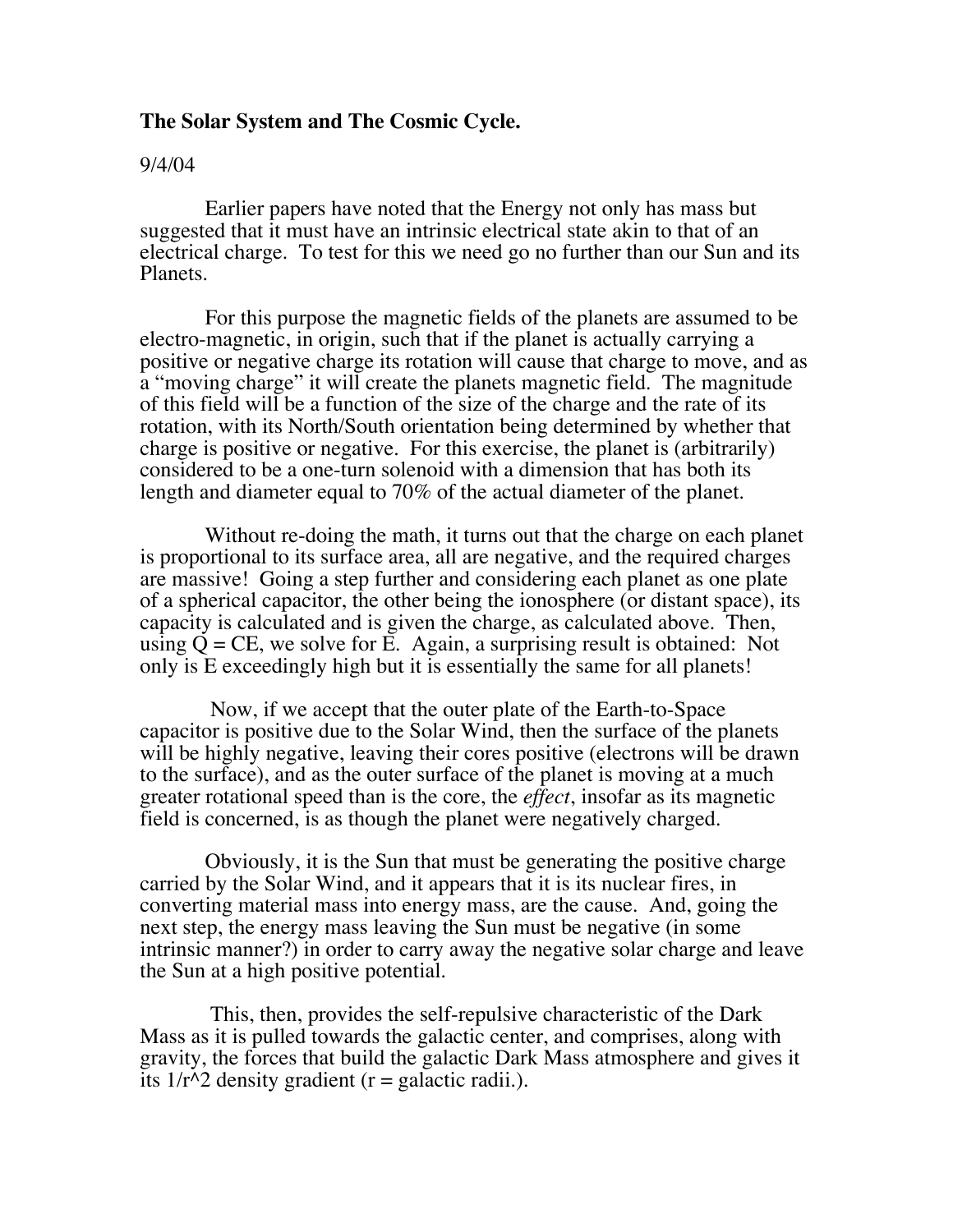**The Solar System and The Cosmic Cycle.**

9/4/04

Earlier papers have noted that the Energy not only has mass but suggested that it must have an intrinsic electrical state akin to that of an electrical charge. To test for this we need go no further than our Sun and its Planets.

For this purpose the magnetic fields of the planets are assumed to be electro-magnetic, in origin, such that if the planet is actually carrying a positive or negative charge its rotation will cause that charge to move, and as a "moving charge" it will create the planets magnetic field. The magnitude of this field will be a function of the size of the charge and the rate of its rotation, with its North/South orientation being determined by whether that charge is positive or negative. For this exercise, the planet is (arbitrarily) considered to be a one-turn solenoid with a dimension that has both its length and diameter equal to 70% of the actual diameter of the planet.

Without re-doing the math, it turns out that the charge on each planet is proportional to its surface area, all are negative, and the required charges are massive! Going a step further and considering each planet as one plate of a spherical capacitor, the other being the ionosphere (or distant space), its capacity is calculated and is given the charge, as calculated above. Then, using $Q = CE$, we solve for E. Again, a surprising result is obtained: Not only is E exceedingly high but it is essentially the same for all planets!

Now, if we accept that the outer plate of the Earth-to-Space capacitor is positive due to the Solar Wind, then the surface of the planets will be highly negative, leaving their cores positive (electrons will be drawn to the surface), and as the outer surface of the planet is moving at a much greater rotational speed than is the core, the *effect*, insofar as its magnetic field is concerned, is as though the planet were negatively charged.

Obviously, it is the Sun that must be generating the positive charge carried by the Solar Wind, and it appears that it is its nuclear fires, in converting material mass into energy mass, are the cause. And, going the next step, the energy mass leaving the Sun must be negative (in some intrinsic manner?) in order to carry away the negative solar charge and leave the Sun at a high positive potential.

This, then, provides the self-repulsive characteristic of the Dark Mass as it is pulled towards the galactic center, and comprises, along with gravity, the forces that build the galactic Dark Mass atmosphere and gives it its $1/r^2$ density gradient (r = galactic radii.).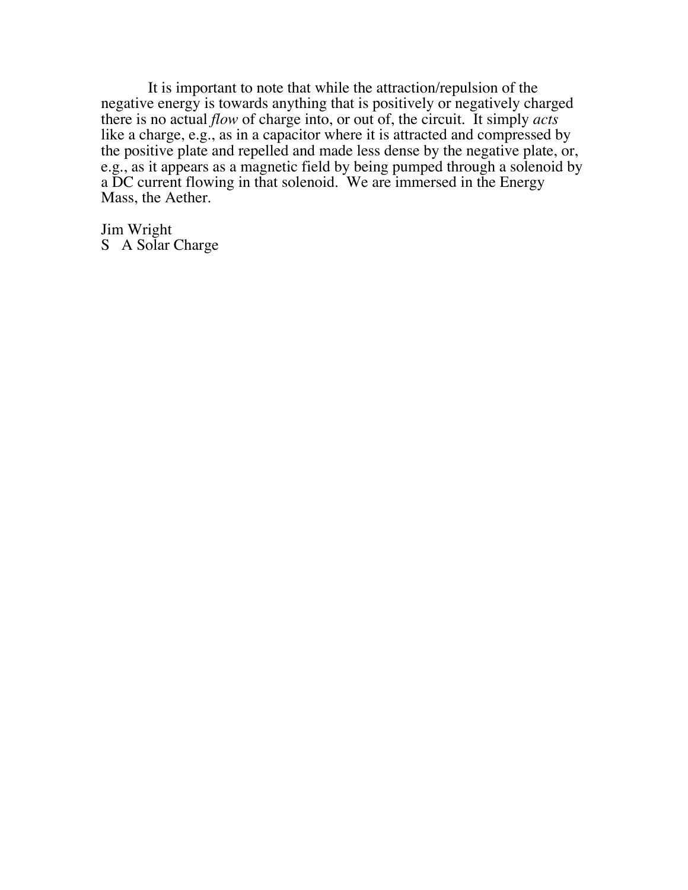It is important to note that while the attraction/repulsion of the negative energy is towards anything that is positively or negatively charged there is no actual *flow* of charge into, or out of, the circuit. It simply *acts* like a charge, e.g., as in a capacitor where it is attracted and compressed by the positive plate and repelled and made less dense by the negative plate, or, e.g., as it appears as a magnetic field by being pumped through a solenoid by a DC current flowing in that solenoid. We are immersed in the Energy Mass, the Aether.

Jim Wright
S A Solar Charge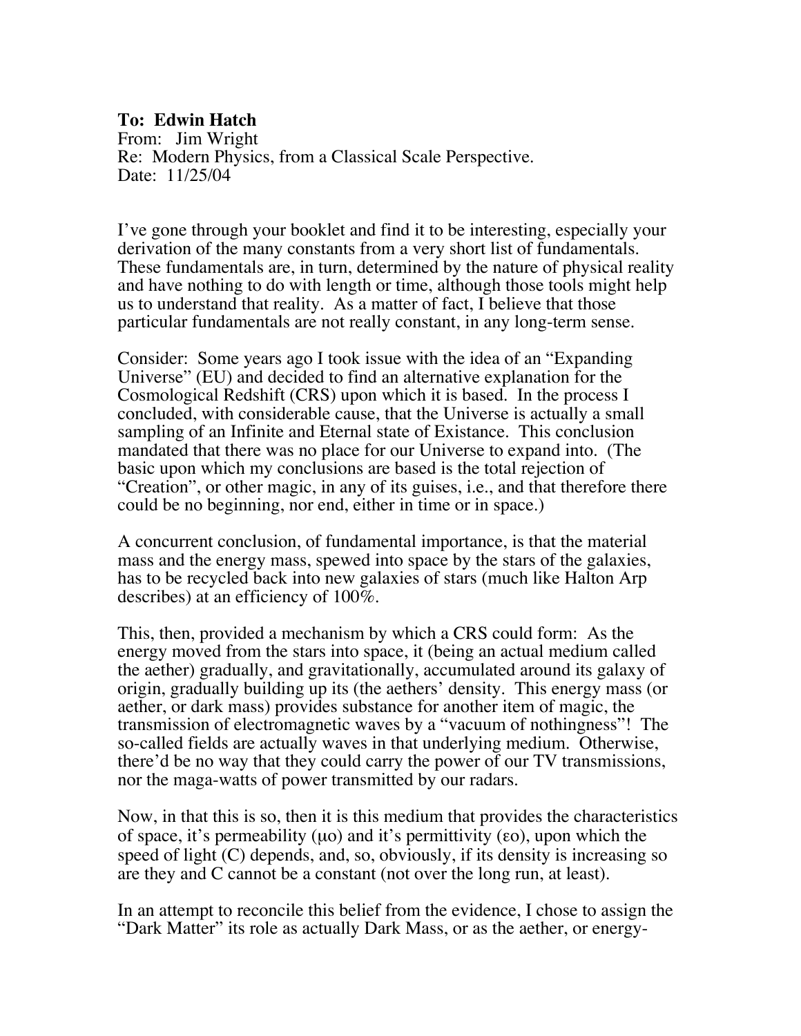**To: Edwin Hatch**
From: Jim Wright
Re: Modern Physics, from a Classical Scale Perspective.
Date: 11/25/04

I've gone through your booklet and find it to be interesting, especially your derivation of the many constants from a very short list of fundamentals. These fundamentals are, in turn, determined by the nature of physical reality and have nothing to do with length or time, although those tools might help us to understand that reality. As a matter of fact, I believe that those particular fundamentals are not really constant, in any long-term sense.

Consider: Some years ago I took issue with the idea of an "Expanding Universe" (EU) and decided to find an alternative explanation for the Cosmological Redshift (CRS) upon which it is based. In the process I concluded, with considerable cause, that the Universe is actually a small sampling of an Infinite and Eternal state of Existance. This conclusion mandated that there was no place for our Universe to expand into. (The basic upon which my conclusions are based is the total rejection of "Creation", or other magic, in any of its guises, i.e., and that therefore there could be no beginning, nor end, either in time or in space.)

A concurrent conclusion, of fundamental importance, is that the material mass and the energy mass, spewed into space by the stars of the galaxies, has to be recycled back into new galaxies of stars (much like Halton Arp describes) at an efficiency of 100%.

This, then, provided a mechanism by which a CRS could form: As the energy moved from the stars into space, it (being an actual medium called the aether) gradually, and gravitationally, accumulated around its galaxy of origin, gradually building up its (the aethers' density. This energy mass (or aether, or dark mass) provides substance for another item of magic, the transmission of electromagnetic waves by a "vacuum of nothingness"! The so-called fields are actually waves in that underlying medium. Otherwise, there'd be no way that they could carry the power of our TV transmissions, nor the maga-watts of power transmitted by our radars.

Now, in that this is so, then it is this medium that provides the characteristics of space, it's permeability ($\mu o$) and it's permittivity ($\varepsilon o$), upon which the speed of light (C) depends, and, so, obviously, if its density is increasing so are they and C cannot be a constant (not over the long run, at least).

In an attempt to reconcile this belief from the evidence, I chose to assign the "Dark Matter" its role as actually Dark Mass, or as the aether, or energy-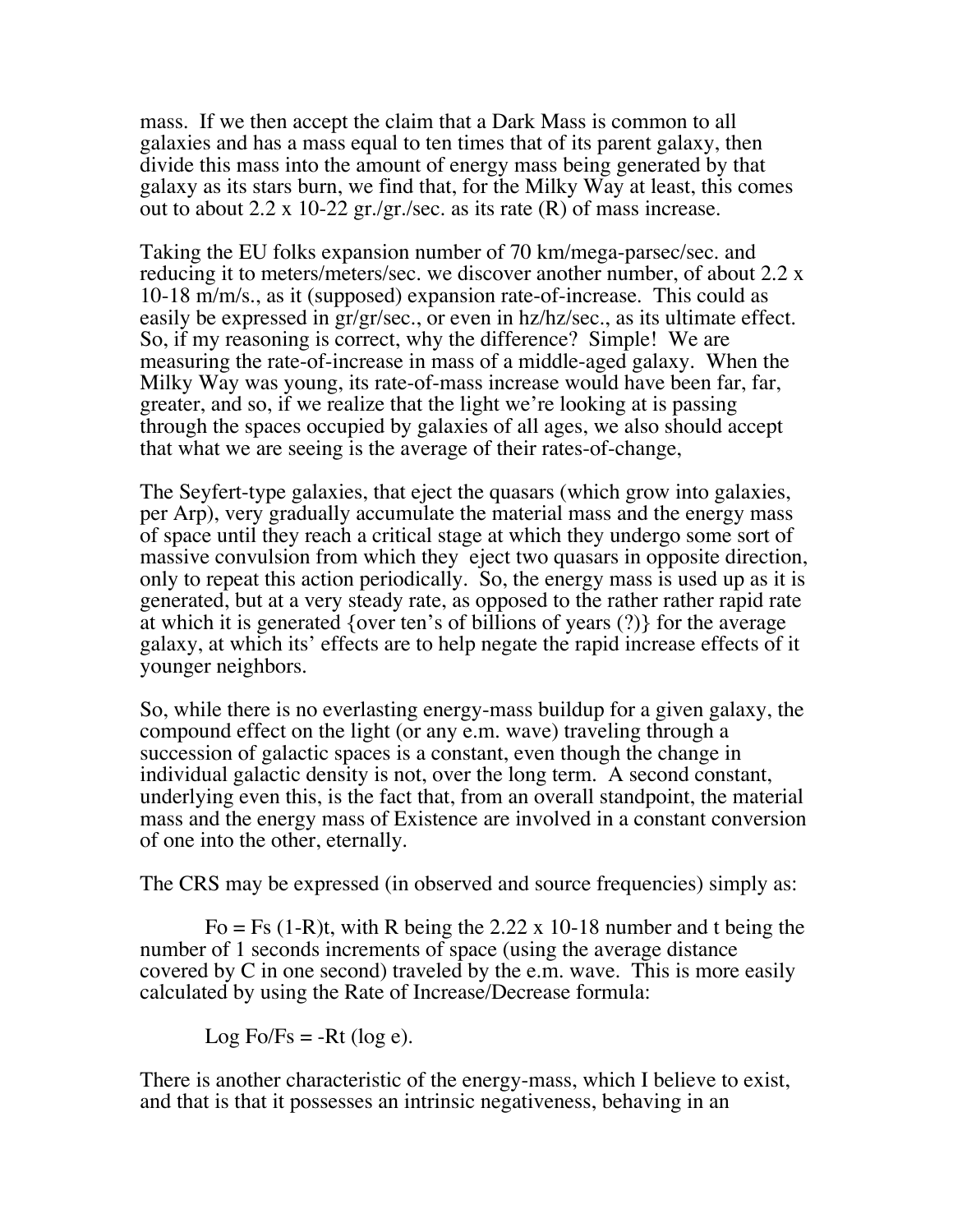mass. If we then accept the claim that a Dark Mass is common to all galaxies and has a mass equal to ten times that of its parent galaxy, then divide this mass into the amount of energy mass being generated by that galaxy as its stars burn, we find that, for the Milky Way at least, this comes out to about $2.2 \times 10^{-22}$ gr./gr./sec. as its rate (R) of mass increase.

Taking the EU folks expansion number of 70 km/mega-parsec/sec. and reducing it to meters/meters/sec. we discover another number, of about $2.2 \times 10^{-18}$ m/m/s., as it (supposed) expansion rate-of-increase. This could as easily be expressed in gr/gr/sec., or even in hz/hz/sec., as its ultimate effect. So, if my reasoning is correct, why the difference? Simple! We are measuring the rate-of-increase in mass of a middle-aged galaxy. When the Milky Way was young, its rate-of-mass increase would have been far, far, greater, and so, if we realize that the light we're looking at is passing through the spaces occupied by galaxies of all ages, we also should accept that what we are seeing is the average of their rates-of-change,

The Seyfert-type galaxies, that eject the quasars (which grow into galaxies, per Arp), very gradually accumulate the material mass and the energy mass of space until they reach a critical stage at which they undergo some sort of massive convulsion from which they eject two quasars in opposite direction, only to repeat this action periodically. So, the energy mass is used up as it is generated, but at a very steady rate, as opposed to the rather rather rapid rate at which it is generated {over ten's of billions of years (?)} for the average galaxy, at which its' effects are to help negate the rapid increase effects of it younger neighbors.

So, while there is no everlasting energy-mass buildup for a given galaxy, the compound effect on the light (or any e.m. wave) traveling through a succession of galactic spaces is a constant, even though the change in individual galactic density is not, over the long term. A second constant, underlying even this, is the fact that, from an overall standpoint, the material mass and the energy mass of Existence are involved in a constant conversion of one into the other, eternally.

The CRS may be expressed (in observed and source frequencies) simply as:

$Fo = Fs\,(1-R)^t$, with R being the $2.22 \times 10^{-18}$ number and t being the number of 1 seconds increments of space (using the average distance covered by C in one second) traveled by the e.m. wave. This is more easily calculated by using the Rate of Increase/Decrease formula:

$$\text{Log } Fo/Fs = -Rt\,(\log e).$$

There is another characteristic of the energy-mass, which I believe to exist, and that is that it possesses an intrinsic negativeness, behaving in an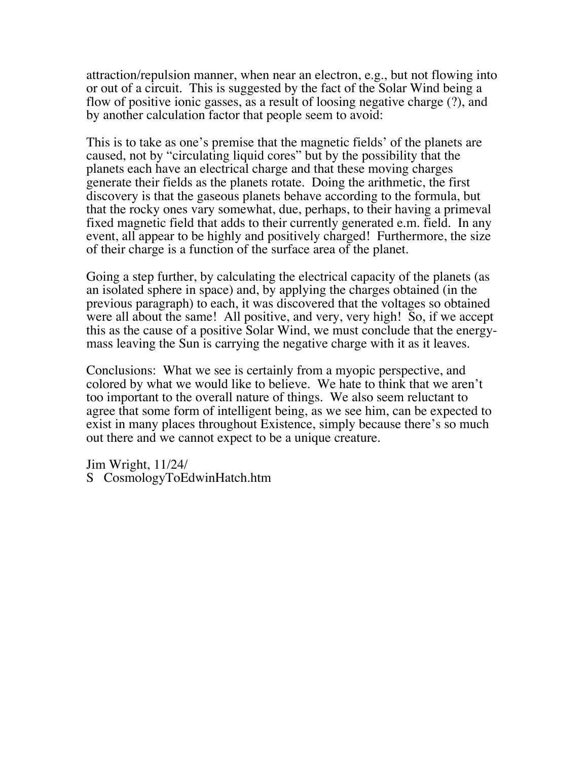attraction/repulsion manner, when near an electron, e.g., but not flowing into or out of a circuit. This is suggested by the fact of the Solar Wind being a flow of positive ionic gasses, as a result of loosing negative charge (?), and by another calculation factor that people seem to avoid:

This is to take as one's premise that the magnetic fields' of the planets are caused, not by "circulating liquid cores" but by the possibility that the planets each have an electrical charge and that these moving charges generate their fields as the planets rotate. Doing the arithmetic, the first discovery is that the gaseous planets behave according to the formula, but that the rocky ones vary somewhat, due, perhaps, to their having a primeval fixed magnetic field that adds to their currently generated e.m. field. In any event, all appear to be highly and positively charged! Furthermore, the size of their charge is a function of the surface area of the planet.

Going a step further, by calculating the electrical capacity of the planets (as an isolated sphere in space) and, by applying the charges obtained (in the previous paragraph) to each, it was discovered that the voltages so obtained were all about the same! All positive, and very, very high! So, if we accept this as the cause of a positive Solar Wind, we must conclude that the energy-mass leaving the Sun is carrying the negative charge with it as it leaves.

Conclusions: What we see is certainly from a myopic perspective, and colored by what we would like to believe. We hate to think that we aren't too important to the overall nature of things. We also seem reluctant to agree that some form of intelligent being, as we see him, can be expected to exist in many places throughout Existence, simply because there's so much out there and we cannot expect to be a unique creature.

Jim Wright, 11/24/
S CosmologyToEdwinHatch.htm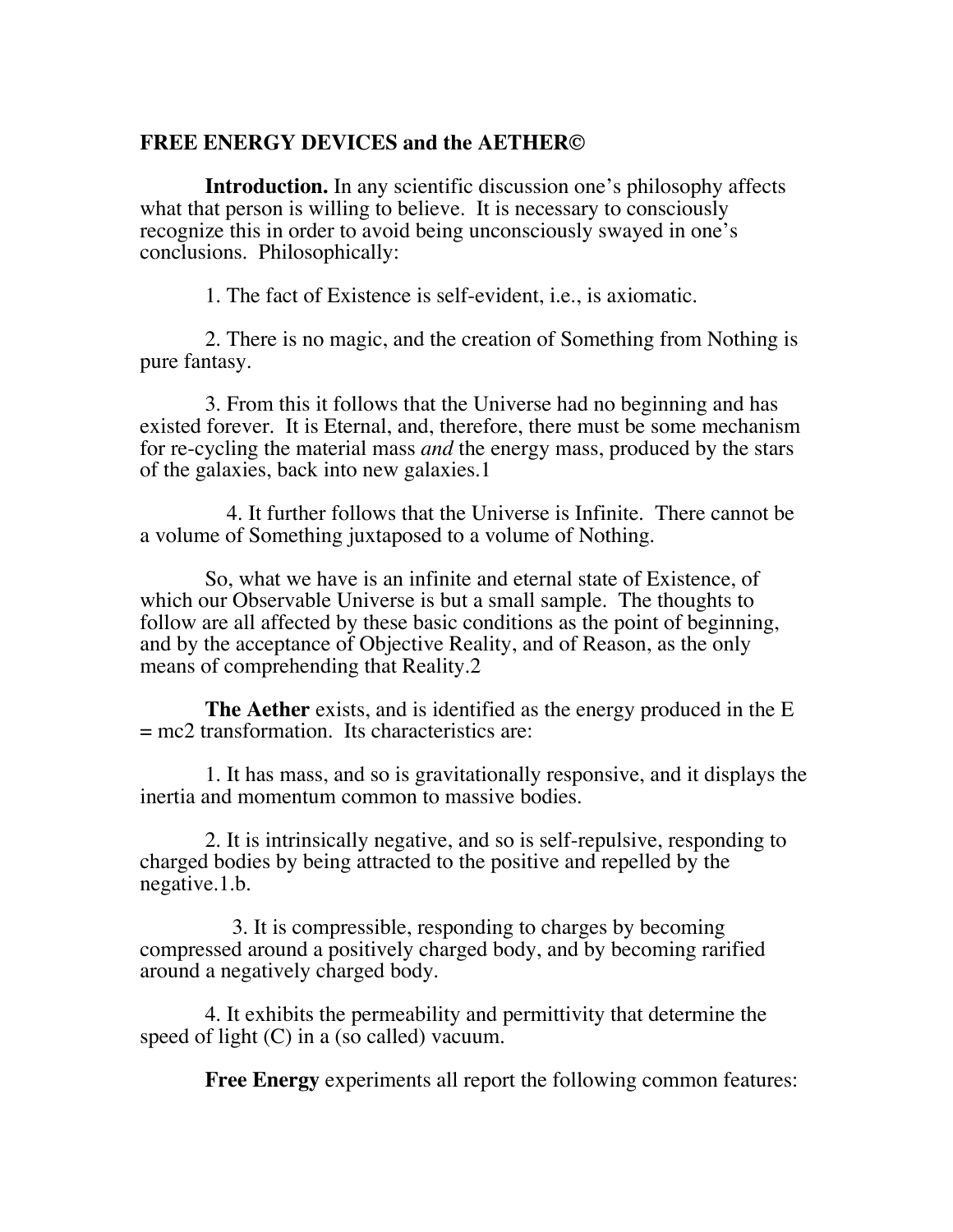**FREE ENERGY DEVICES and the AETHER©**

**Introduction.** In any scientific discussion one's philosophy affects what that person is willing to believe. It is necessary to consciously recognize this in order to avoid being unconsciously swayed in one's conclusions. Philosophically:

1. The fact of Existence is self-evident, i.e., is axiomatic.

2. There is no magic, and the creation of Something from Nothing is pure fantasy.

3. From this it follows that the Universe had no beginning and has existed forever. It is Eternal, and, therefore, there must be some mechanism for re-cycling the material mass *and* the energy mass, produced by the stars of the galaxies, back into new galaxies.1

4. It further follows that the Universe is Infinite. There cannot be a volume of Something juxtaposed to a volume of Nothing.

So, what we have is an infinite and eternal state of Existence, of which our Observable Universe is but a small sample. The thoughts to follow are all affected by these basic conditions as the point of beginning, and by the acceptance of Objective Reality, and of Reason, as the only means of comprehending that Reality.2

**The Aether** exists, and is identified as the energy produced in the $E = mc2$ transformation. Its characteristics are:

1. It has mass, and so is gravitationally responsive, and it displays the inertia and momentum common to massive bodies.

2. It is intrinsically negative, and so is self-repulsive, responding to charged bodies by being attracted to the positive and repelled by the negative.1.b.

3. It is compressible, responding to charges by becoming compressed around a positively charged body, and by becoming rarified around a negatively charged body.

4. It exhibits the permeability and permittivity that determine the speed of light (C) in a (so called) vacuum.

**Free Energy** experiments all report the following common features: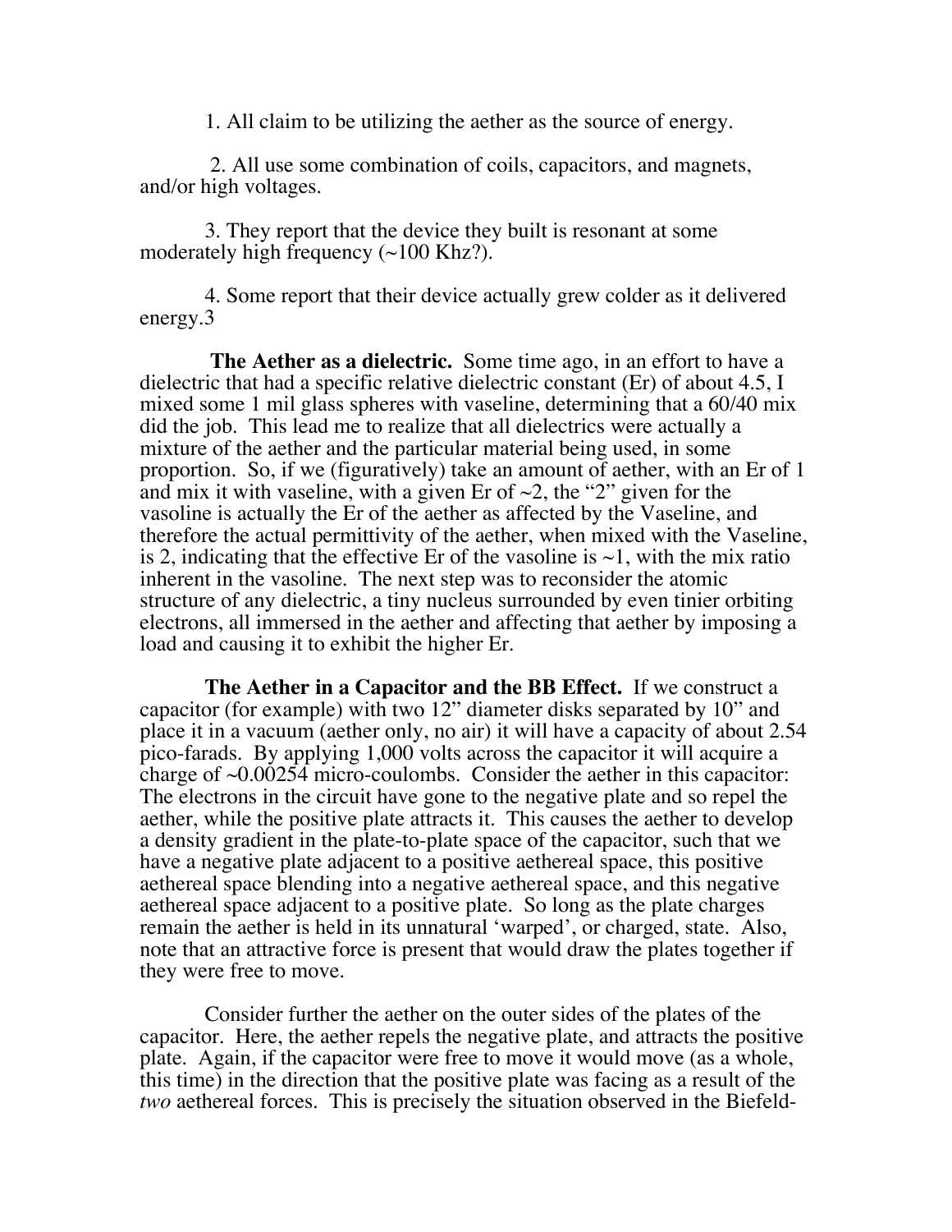1. All claim to be utilizing the aether as the source of energy.

2. All use some combination of coils, capacitors, and magnets, and/or high voltages.

3. They report that the device they built is resonant at some moderately high frequency (~100 Khz?).

4. Some report that their device actually grew colder as it delivered energy.3

**The Aether as a dielectric.** Some time ago, in an effort to have a dielectric that had a specific relative dielectric constant (Er) of about 4.5, I mixed some 1 mil glass spheres with vaseline, determining that a 60/40 mix did the job. This lead me to realize that all dielectrics were actually a mixture of the aether and the particular material being used, in some proportion. So, if we (figuratively) take an amount of aether, with an Er of 1 and mix it with vaseline, with a given Er of ~2, the "2" given for the vasoline is actually the Er of the aether as affected by the Vaseline, and therefore the actual permittivity of the aether, when mixed with the Vaseline, is 2, indicating that the effective Er of the vasoline is ~1, with the mix ratio inherent in the vasoline. The next step was to reconsider the atomic structure of any dielectric, a tiny nucleus surrounded by even tinier orbiting electrons, all immersed in the aether and affecting that aether by imposing a load and causing it to exhibit the higher Er.

**The Aether in a Capacitor and the BB Effect.** If we construct a capacitor (for example) with two 12" diameter disks separated by 10" and place it in a vacuum (aether only, no air) it will have a capacity of about 2.54 pico-farads. By applying 1,000 volts across the capacitor it will acquire a charge of ~0.00254 micro-coulombs. Consider the aether in this capacitor: The electrons in the circuit have gone to the negative plate and so repel the aether, while the positive plate attracts it. This causes the aether to develop a density gradient in the plate-to-plate space of the capacitor, such that we have a negative plate adjacent to a positive aethereal space, this positive aethereal space blending into a negative aethereal space, and this negative aethereal space adjacent to a positive plate. So long as the plate charges remain the aether is held in its unnatural 'warped', or charged, state. Also, note that an attractive force is present that would draw the plates together if they were free to move.

Consider further the aether on the outer sides of the plates of the capacitor. Here, the aether repels the negative plate, and attracts the positive plate. Again, if the capacitor were free to move it would move (as a whole, this time) in the direction that the positive plate was facing as a result of the *two* aethereal forces. This is precisely the situation observed in the Biefeld-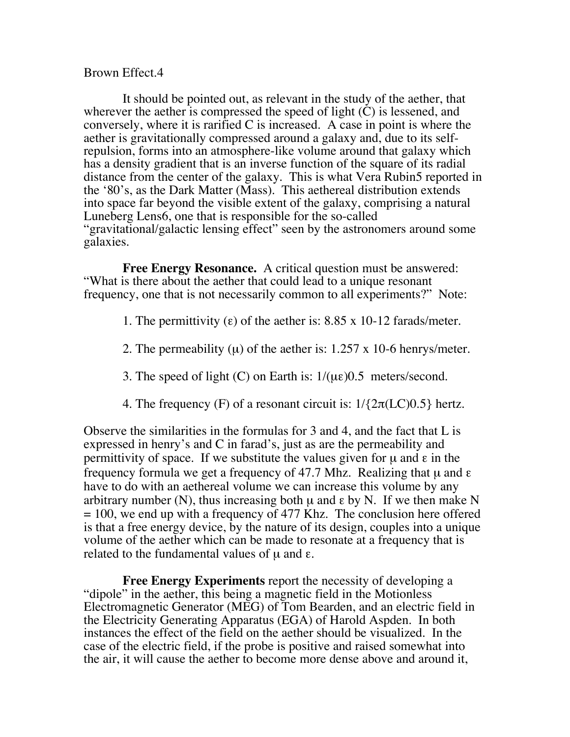Brown Effect.4

It should be pointed out, as relevant in the study of the aether, that wherever the aether is compressed the speed of light (C) is lessened, and conversely, where it is rarified C is increased. A case in point is where the aether is gravitationally compressed around a galaxy and, due to its self-repulsion, forms into an atmosphere-like volume around that galaxy which has a density gradient that is an inverse function of the square of its radial distance from the center of the galaxy. This is what Vera Rubin[5] reported in the '80's, as the Dark Matter (Mass). This aethereal distribution extends into space far beyond the visible extent of the galaxy, comprising a natural Luneberg Lens[6], one that is responsible for the so-called "gravitational/galactic lensing effect" seen by the astronomers around some galaxies.

**Free Energy Resonance.** A critical question must be answered: "What is there about the aether that could lead to a unique resonant frequency, one that is not necessarily common to all experiments?" Note:

1. The permittivity ($\varepsilon$) of the aether is: $8.85 \times 10^{-12}$ farads/meter.

2. The permeability ($\mu$) of the aether is: $1.257 \times 10^{-6}$ henrys/meter.

3. The speed of light (C) on Earth is: $1/(\mu\varepsilon)^{0.5}$ meters/second.

4. The frequency (F) of a resonant circuit is: $1/\{2\pi(LC)^{0.5}\}$ hertz.

Observe the similarities in the formulas for 3 and 4, and the fact that L is expressed in henry's and C in farad's, just as are the permeability and permittivity of space. If we substitute the values given for $\mu$ and $\varepsilon$ in the frequency formula we get a frequency of 47.7 Mhz. Realizing that $\mu$ and $\varepsilon$ have to do with an aethereal volume we can increase this volume by any arbitrary number (N), thus increasing both $\mu$ and $\varepsilon$ by N. If we then make N = 100, we end up with a frequency of 477 Khz. The conclusion here offered is that a free energy device, by the nature of its design, couples into a unique volume of the aether which can be made to resonate at a frequency that is related to the fundamental values of $\mu$ and $\varepsilon$.

**Free Energy Experiments** report the necessity of developing a "dipole" in the aether, this being a magnetic field in the Motionless Electromagnetic Generator (MEG) of Tom Bearden, and an electric field in the Electricity Generating Apparatus (EGA) of Harold Aspden. In both instances the effect of the field on the aether should be visualized. In the case of the electric field, if the probe is positive and raised somewhat into the air, it will cause the aether to become more dense above and around it,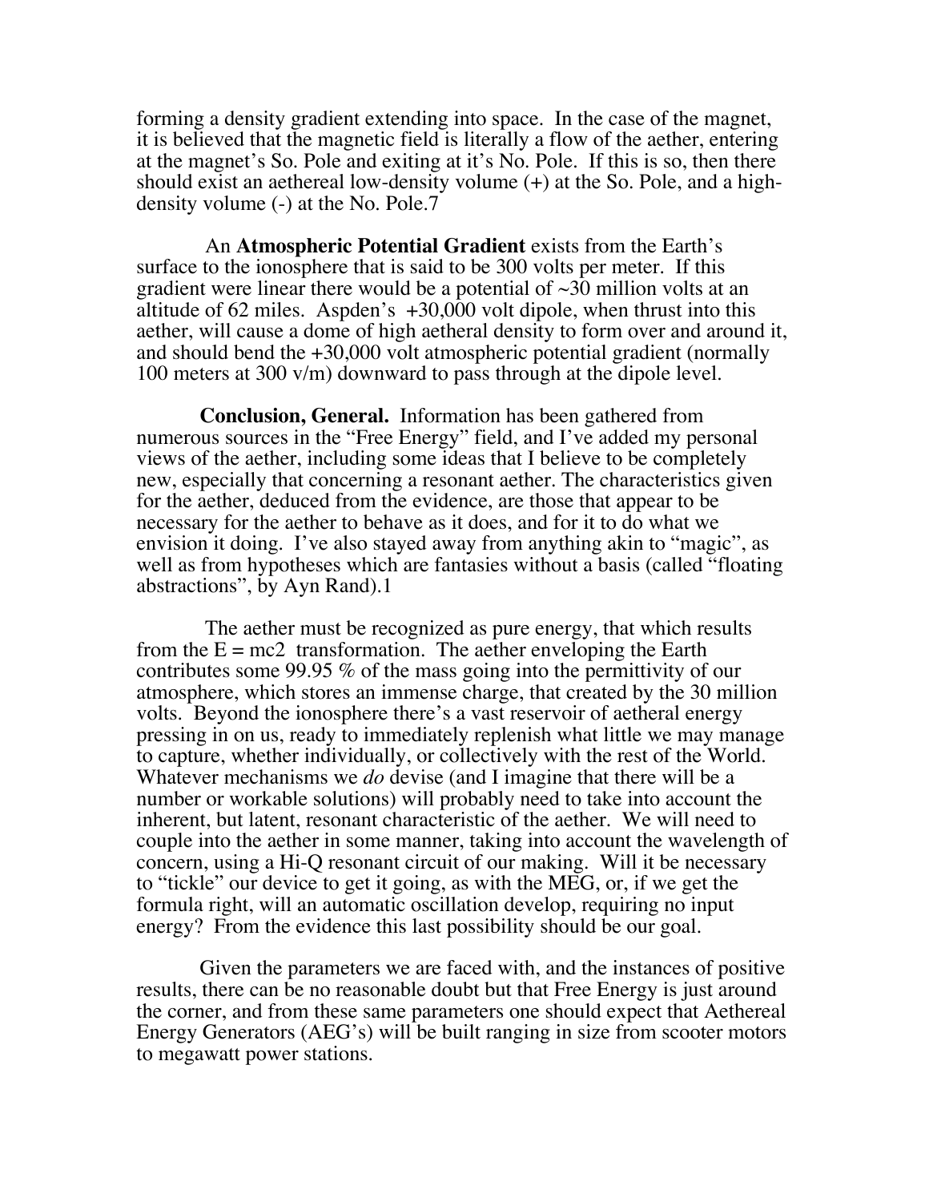forming a density gradient extending into space. In the case of the magnet, it is believed that the magnetic field is literally a flow of the aether, entering at the magnet's So. Pole and exiting at it's No. Pole. If this is so, then there should exist an aethereal low-density volume (+) at the So. Pole, and a high-density volume (-) at the No. Pole.[7]

An **Atmospheric Potential Gradient** exists from the Earth's surface to the ionosphere that is said to be 300 volts per meter. If this gradient were linear there would be a potential of ~30 million volts at an altitude of 62 miles. Aspden's +30,000 volt dipole, when thrust into this aether, will cause a dome of high aetheral density to form over and around it, and should bend the +30,000 volt atmospheric potential gradient (normally 100 meters at 300 v/m) downward to pass through at the dipole level.

**Conclusion, General.** Information has been gathered from numerous sources in the "Free Energy" field, and I've added my personal views of the aether, including some ideas that I believe to be completely new, especially that concerning a resonant aether. The characteristics given for the aether, deduced from the evidence, are those that appear to be necessary for the aether to behave as it does, and for it to do what we envision it doing. I've also stayed away from anything akin to "magic", as well as from hypotheses which are fantasies without a basis (called "floating abstractions", by Ayn Rand).[1]

The aether must be recognized as pure energy, that which results from the $E = mc^2$ transformation. The aether enveloping the Earth contributes some 99.95 % of the mass going into the permittivity of our atmosphere, which stores an immense charge, that created by the 30 million volts. Beyond the ionosphere there's a vast reservoir of aetheral energy pressing in on us, ready to immediately replenish what little we may manage to capture, whether individually, or collectively with the rest of the World. Whatever mechanisms we *do* devise (and I imagine that there will be a number or workable solutions) will probably need to take into account the inherent, but latent, resonant characteristic of the aether. We will need to couple into the aether in some manner, taking into account the wavelength of concern, using a Hi-Q resonant circuit of our making. Will it be necessary to "tickle" our device to get it going, as with the MEG, or, if we get the formula right, will an automatic oscillation develop, requiring no input energy? From the evidence this last possibility should be our goal.

Given the parameters we are faced with, and the instances of positive results, there can be no reasonable doubt but that Free Energy is just around the corner, and from these same parameters one should expect that Aethereal Energy Generators (AEG's) will be built ranging in size from scooter motors to megawatt power stations.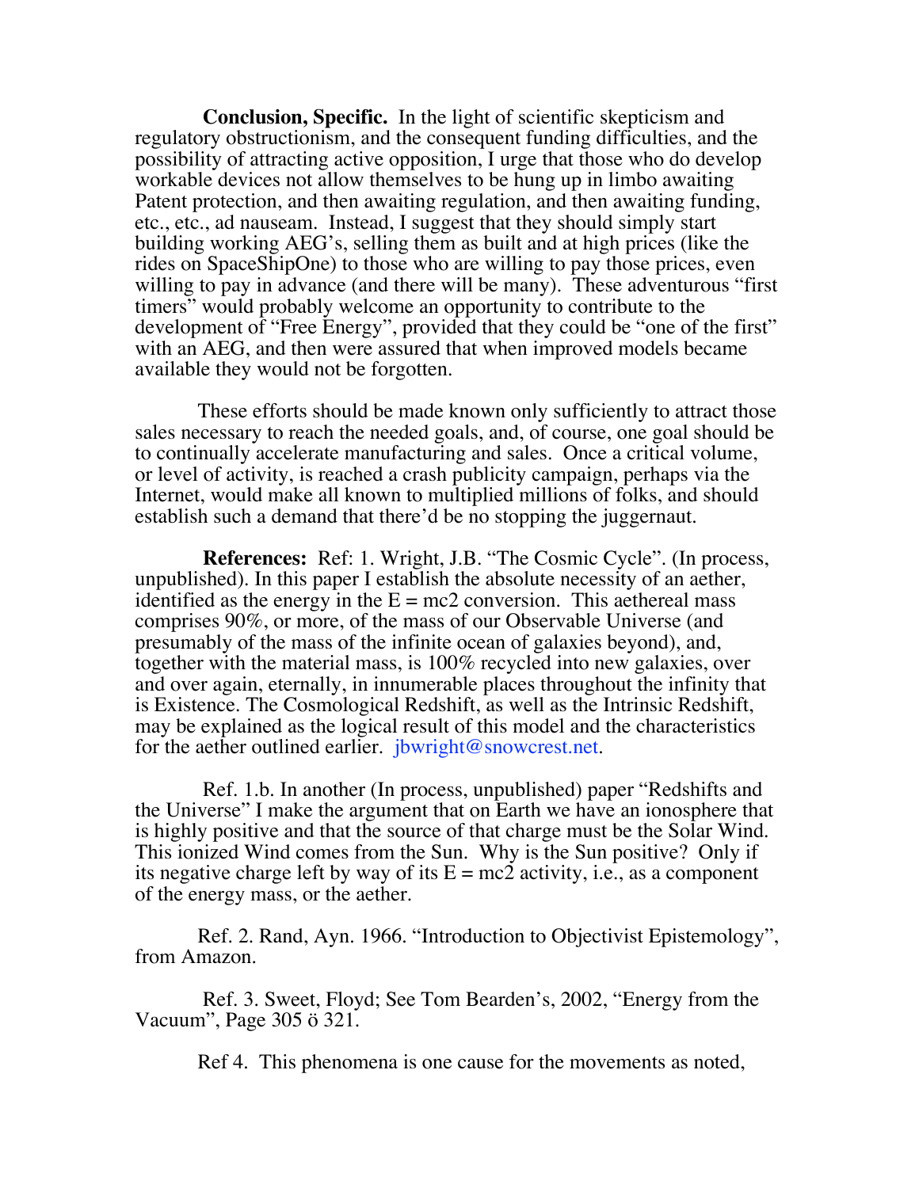**Conclusion, Specific.** In the light of scientific skepticism and regulatory obstructionism, and the consequent funding difficulties, and the possibility of attracting active opposition, I urge that those who do develop workable devices not allow themselves to be hung up in limbo awaiting Patent protection, and then awaiting regulation, and then awaiting funding, etc., etc., ad nauseam. Instead, I suggest that they should simply start building working AEG's, selling them as built and at high prices (like the rides on SpaceShipOne) to those who are willing to pay those prices, even willing to pay in advance (and there will be many). These adventurous "first timers" would probably welcome an opportunity to contribute to the development of "Free Energy", provided that they could be "one of the first" with an AEG, and then were assured that when improved models became available they would not be forgotten.

These efforts should be made known only sufficiently to attract those sales necessary to reach the needed goals, and, of course, one goal should be to continually accelerate manufacturing and sales. Once a critical volume, or level of activity, is reached a crash publicity campaign, perhaps via the Internet, would make all known to multiplied millions of folks, and should establish such a demand that there'd be no stopping the juggernaut.

**References:** Ref: 1. Wright, J.B. "The Cosmic Cycle". (In process, unpublished). In this paper I establish the absolute necessity of an aether, identified as the energy in the E = mc2 conversion. This aethereal mass comprises 90%, or more, of the mass of our Observable Universe (and presumably of the mass of the infinite ocean of galaxies beyond), and, together with the material mass, is 100% recycled into new galaxies, over and over again, eternally, in innumerable places throughout the infinity that is Existence. The Cosmological Redshift, as well as the Intrinsic Redshift, may be explained as the logical result of this model and the characteristics for the aether outlined earlier. jbwright@snowcrest.net.

Ref. 1.b. In another (In process, unpublished) paper "Redshifts and the Universe" I make the argument that on Earth we have an ionosphere that is highly positive and that the source of that charge must be the Solar Wind. This ionized Wind comes from the Sun. Why is the Sun positive? Only if its negative charge left by way of its E = mc2 activity, i.e., as a component of the energy mass, or the aether.

Ref. 2. Rand, Ayn. 1966. "Introduction to Objectivist Epistemology", from Amazon.

Ref. 3. Sweet, Floyd; See Tom Bearden's, 2002, "Energy from the Vacuum", Page 305 ö 321.

Ref 4. This phenomena is one cause for the movements as noted,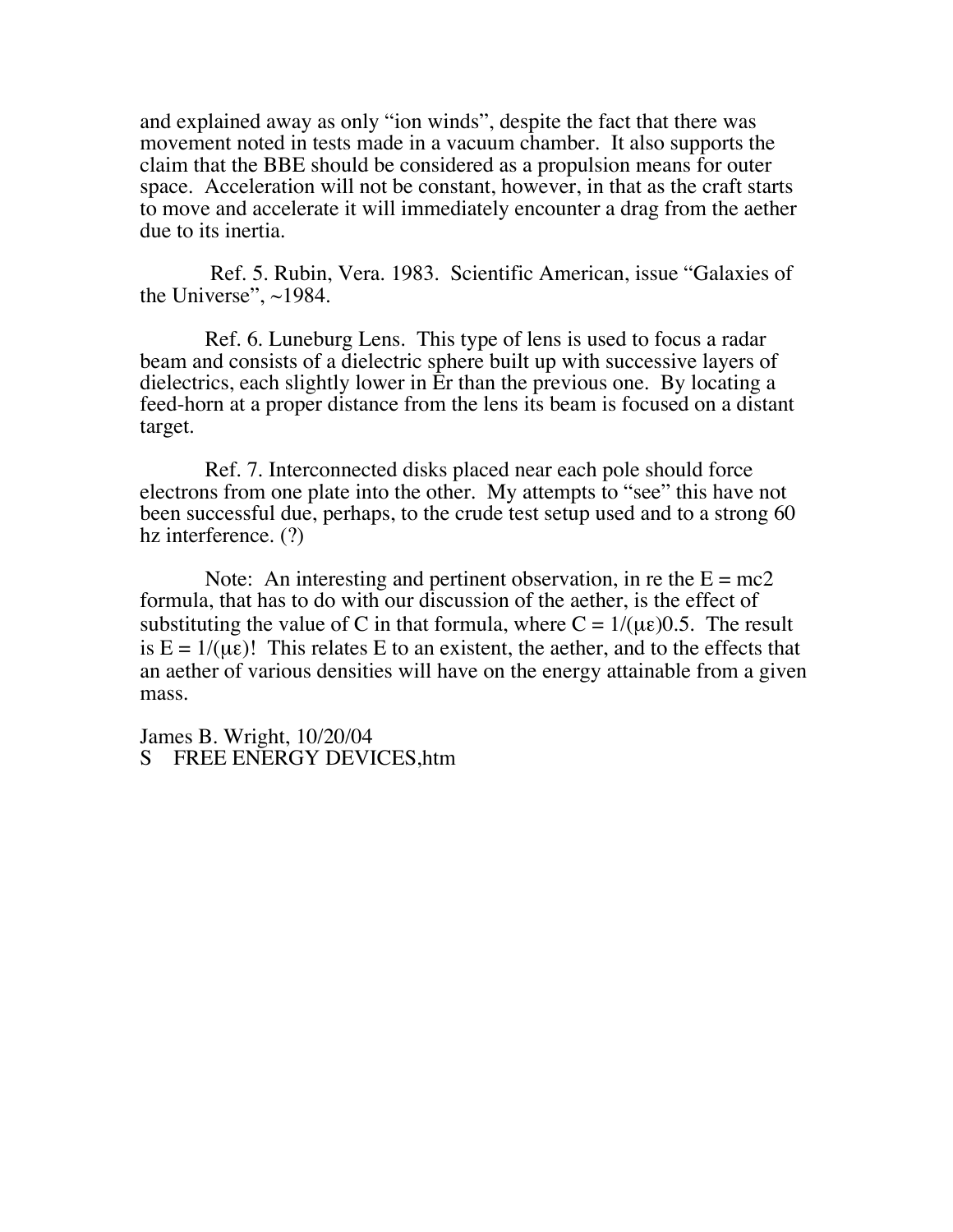and explained away as only "ion winds", despite the fact that there was movement noted in tests made in a vacuum chamber. It also supports the claim that the BBE should be considered as a propulsion means for outer space. Acceleration will not be constant, however, in that as the craft starts to move and accelerate it will immediately encounter a drag from the aether due to its inertia.

Ref. 5. Rubin, Vera. 1983. Scientific American, issue "Galaxies of the Universe", ~1984.

Ref. 6. Luneburg Lens. This type of lens is used to focus a radar beam and consists of a dielectric sphere built up with successive layers of dielectrics, each slightly lower in Er than the previous one. By locating a feed-horn at a proper distance from the lens its beam is focused on a distant target.

Ref. 7. Interconnected disks placed near each pole should force electrons from one plate into the other. My attempts to "see" this have not been successful due, perhaps, to the crude test setup used and to a strong 60 hz interference. (?)

Note: An interesting and pertinent observation, in re the E = mc2 formula, that has to do with our discussion of the aether, is the effect of substituting the value of C in that formula, where $C = 1/(\mu\varepsilon)0.5$. The result is $E = 1/(\mu\varepsilon)$! This relates E to an existent, the aether, and to the effects that an aether of various densities will have on the energy attainable from a given mass.

James B. Wright, 10/20/04
S FREE ENERGY DEVICES,htm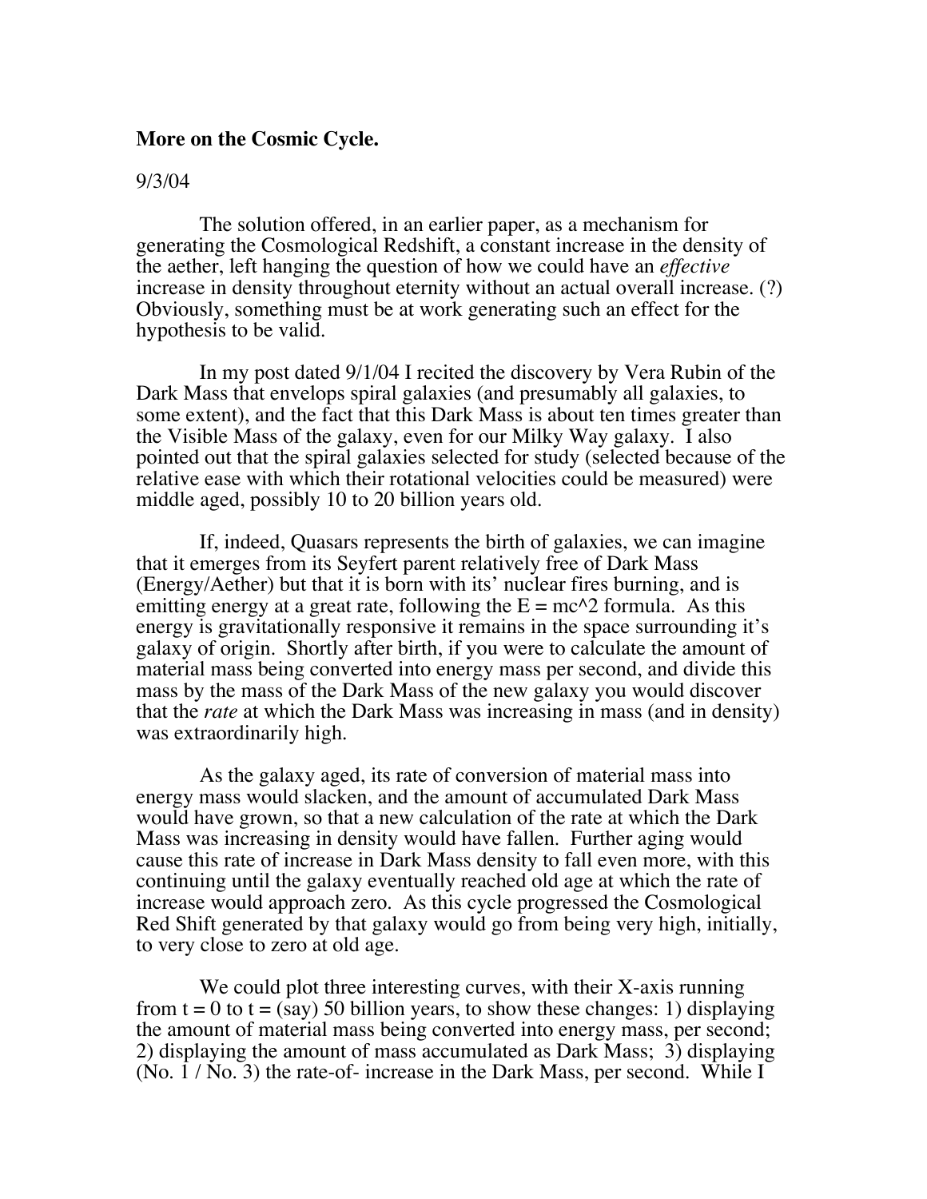**More on the Cosmic Cycle.**

9/3/04

The solution offered, in an earlier paper, as a mechanism for generating the Cosmological Redshift, a constant increase in the density of the aether, left hanging the question of how we could have an *effective* increase in density throughout eternity without an actual overall increase. (?) Obviously, something must be at work generating such an effect for the hypothesis to be valid.

In my post dated 9/1/04 I recited the discovery by Vera Rubin of the Dark Mass that envelops spiral galaxies (and presumably all galaxies, to some extent), and the fact that this Dark Mass is about ten times greater than the Visible Mass of the galaxy, even for our Milky Way galaxy. I also pointed out that the spiral galaxies selected for study (selected because of the relative ease with which their rotational velocities could be measured) were middle aged, possibly 10 to 20 billion years old.

If, indeed, Quasars represents the birth of galaxies, we can imagine that it emerges from its Seyfert parent relatively free of Dark Mass (Energy/Aether) but that it is born with its' nuclear fires burning, and is emitting energy at a great rate, following the $E = mc^2$ formula. As this energy is gravitationally responsive it remains in the space surrounding it's galaxy of origin. Shortly after birth, if you were to calculate the amount of material mass being converted into energy mass per second, and divide this mass by the mass of the Dark Mass of the new galaxy you would discover that the *rate* at which the Dark Mass was increasing in mass (and in density) was extraordinarily high.

As the galaxy aged, its rate of conversion of material mass into energy mass would slacken, and the amount of accumulated Dark Mass would have grown, so that a new calculation of the rate at which the Dark Mass was increasing in density would have fallen. Further aging would cause this rate of increase in Dark Mass density to fall even more, with this continuing until the galaxy eventually reached old age at which the rate of increase would approach zero. As this cycle progressed the Cosmological Red Shift generated by that galaxy would go from being very high, initially, to very close to zero at old age.

We could plot three interesting curves, with their X-axis running from t = 0 to t = (say) 50 billion years, to show these changes: 1) displaying the amount of material mass being converted into energy mass, per second; 2) displaying the amount of mass accumulated as Dark Mass; 3) displaying (No. 1 / No. 3) the rate-of- increase in the Dark Mass, per second. While I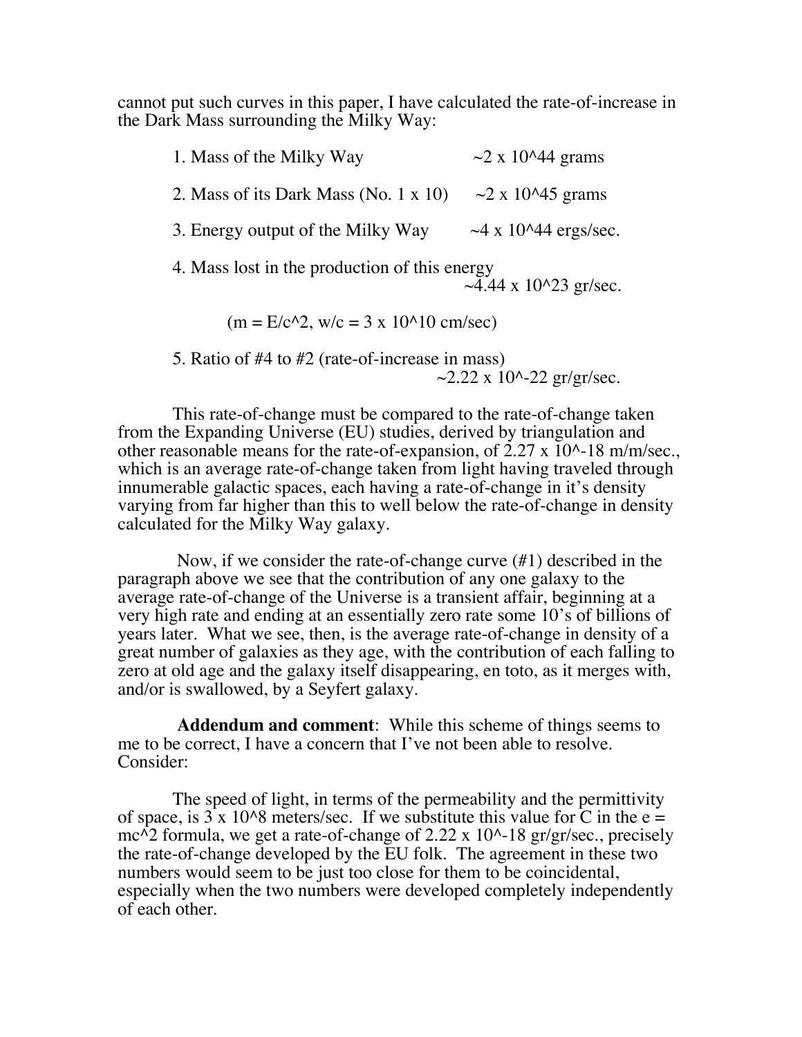cannot put such curves in this paper, I have calculated the rate-of-increase in the Dark Mass surrounding the Milky Way:

1. Mass of the Milky Way ~$2 \times 10^{44}$ grams

2. Mass of its Dark Mass (No. 1 x 10) ~$2 \times 10^{45}$ grams

3. Energy output of the Milky Way ~$4 \times 10^{44}$ ergs/sec.

4. Mass lost in the production of this energy ~$4.44 \times 10^{23}$ gr/sec.

   ($m = E/c^2$, w/c = $3 \times 10^{10}$ cm/sec)

5. Ratio of #4 to #2 (rate-of-increase in mass) ~$2.22 \times 10^{-22}$ gr/gr/sec.

This rate-of-change must be compared to the rate-of-change taken from the Expanding Universe (EU) studies, derived by triangulation and other reasonable means for the rate-of-expansion, of $2.27 \times 10^{-18}$ m/m/sec., which is an average rate-of-change taken from light having traveled through innumerable galactic spaces, each having a rate-of-change in it's density varying from far higher than this to well below the rate-of-change in density calculated for the Milky Way galaxy.

Now, if we consider the rate-of-change curve (#1) described in the paragraph above we see that the contribution of any one galaxy to the average rate-of-change of the Universe is a transient affair, beginning at a very high rate and ending at an essentially zero rate some 10's of billions of years later. What we see, then, is the average rate-of-change in density of a great number of galaxies as they age, with the contribution of each falling to zero at old age and the galaxy itself disappearing, en toto, as it merges with, and/or is swallowed, by a Seyfert galaxy.

**Addendum and comment**: While this scheme of things seems to me to be correct, I have a concern that I've not been able to resolve. Consider:

The speed of light, in terms of the permeability and the permittivity of space, is $3 \times 10^8$ meters/sec. If we substitute this value for C in the $e = mc^2$ formula, we get a rate-of-change of $2.22 \times 10^{-18}$ gr/gr/sec., precisely the rate-of-change developed by the EU folk. The agreement in these two numbers would seem to be just too close for them to be coincidental, especially when the two numbers were developed completely independently of each other.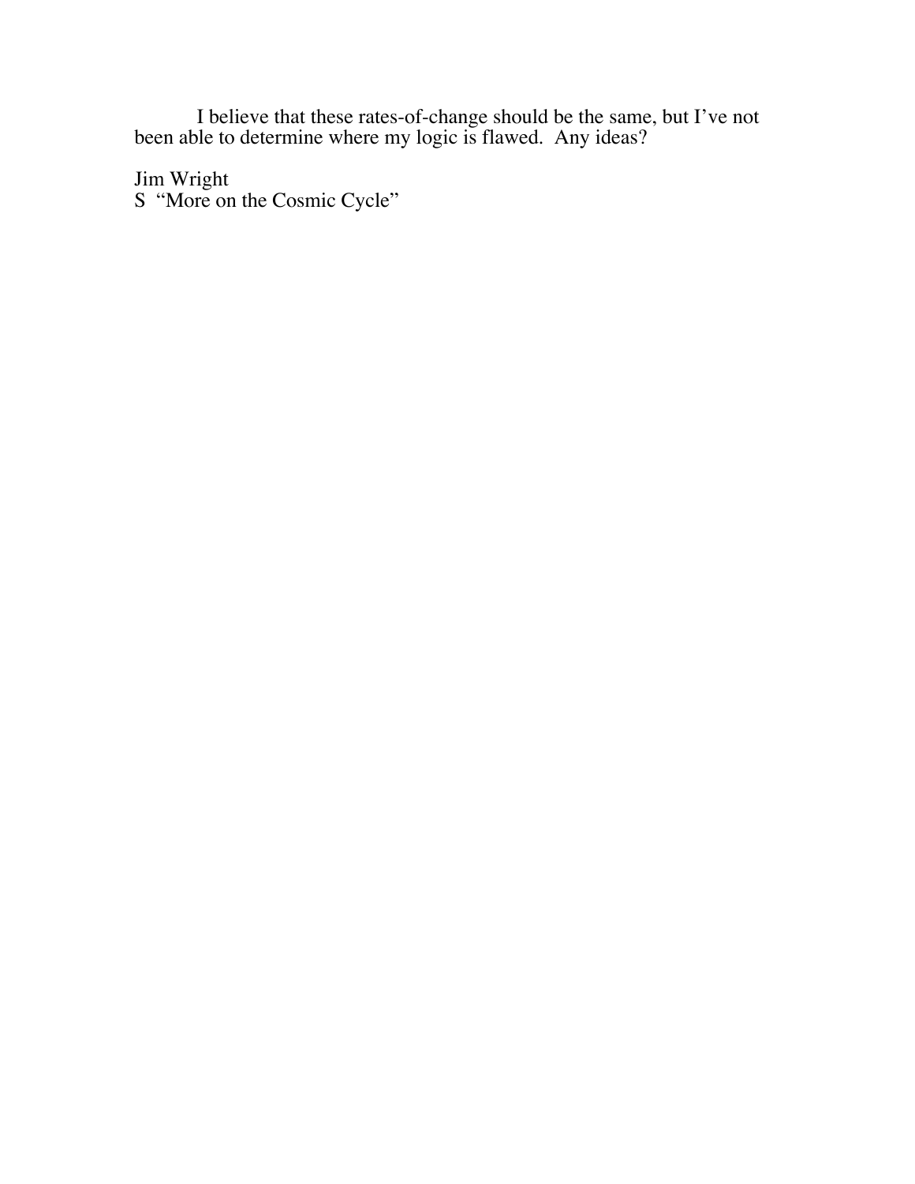I believe that these rates-of-change should be the same, but I've not been able to determine where my logic is flawed. Any ideas?

Jim Wright
S "More on the Cosmic Cycle"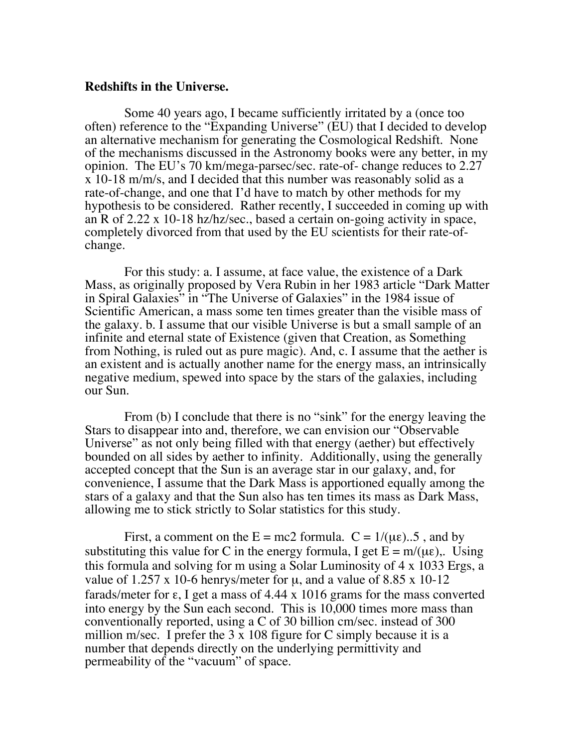**Redshifts in the Universe.**

Some 40 years ago, I became sufficiently irritated by a (once too often) reference to the "Expanding Universe" (EU) that I decided to develop an alternative mechanism for generating the Cosmological Redshift. None of the mechanisms discussed in the Astronomy books were any better, in my opinion. The EU's 70 km/mega-parsec/sec. rate-of- change reduces to $2.27 \times 10^{-18}$ m/m/s, and I decided that this number was reasonably solid as a rate-of-change, and one that I'd have to match by other methods for my hypothesis to be considered. Rather recently, I succeeded in coming up with an R of $2.22 \times 10^{-18}$ hz/hz/sec., based a certain on-going activity in space, completely divorced from that used by the EU scientists for their rate-of-change.

For this study: a. I assume, at face value, the existence of a Dark Mass, as originally proposed by Vera Rubin in her 1983 article "Dark Matter in Spiral Galaxies" in "The Universe of Galaxies" in the 1984 issue of Scientific American, a mass some ten times greater than the visible mass of the galaxy. b. I assume that our visible Universe is but a small sample of an infinite and eternal state of Existence (given that Creation, as Something from Nothing, is ruled out as pure magic). And, c. I assume that the aether is an existent and is actually another name for the energy mass, an intrinsically negative medium, spewed into space by the stars of the galaxies, including our Sun.

From (b) I conclude that there is no "sink" for the energy leaving the Stars to disappear into and, therefore, we can envision our "Observable Universe" as not only being filled with that energy (aether) but effectively bounded on all sides by aether to infinity. Additionally, using the generally accepted concept that the Sun is an average star in our galaxy, and, for convenience, I assume that the Dark Mass is apportioned equally among the stars of a galaxy and that the Sun also has ten times its mass as Dark Mass, allowing me to stick strictly to Solar statistics for this study.

First, a comment on the $E = mc^2$ formula. $C = 1/(\mu\varepsilon)^{.5}$, and by substituting this value for C in the energy formula, I get $E = m/(\mu\varepsilon)$,. Using this formula and solving for m using a Solar Luminosity of $4 \times 10^{33}$ Ergs, a value of $1.257 \times 10^{-6}$ henrys/meter for $\mu$, and a value of $8.85 \times 10^{-12}$ farads/meter for $\varepsilon$, I get a mass of $4.44 \times 10^{16}$ grams for the mass converted into energy by the Sun each second. This is 10,000 times more mass than conventionally reported, using a C of 30 billion cm/sec. instead of 300 million m/sec. I prefer the $3 \times 10^8$ figure for C simply because it is a number that depends directly on the underlying permittivity and permeability of the "vacuum" of space.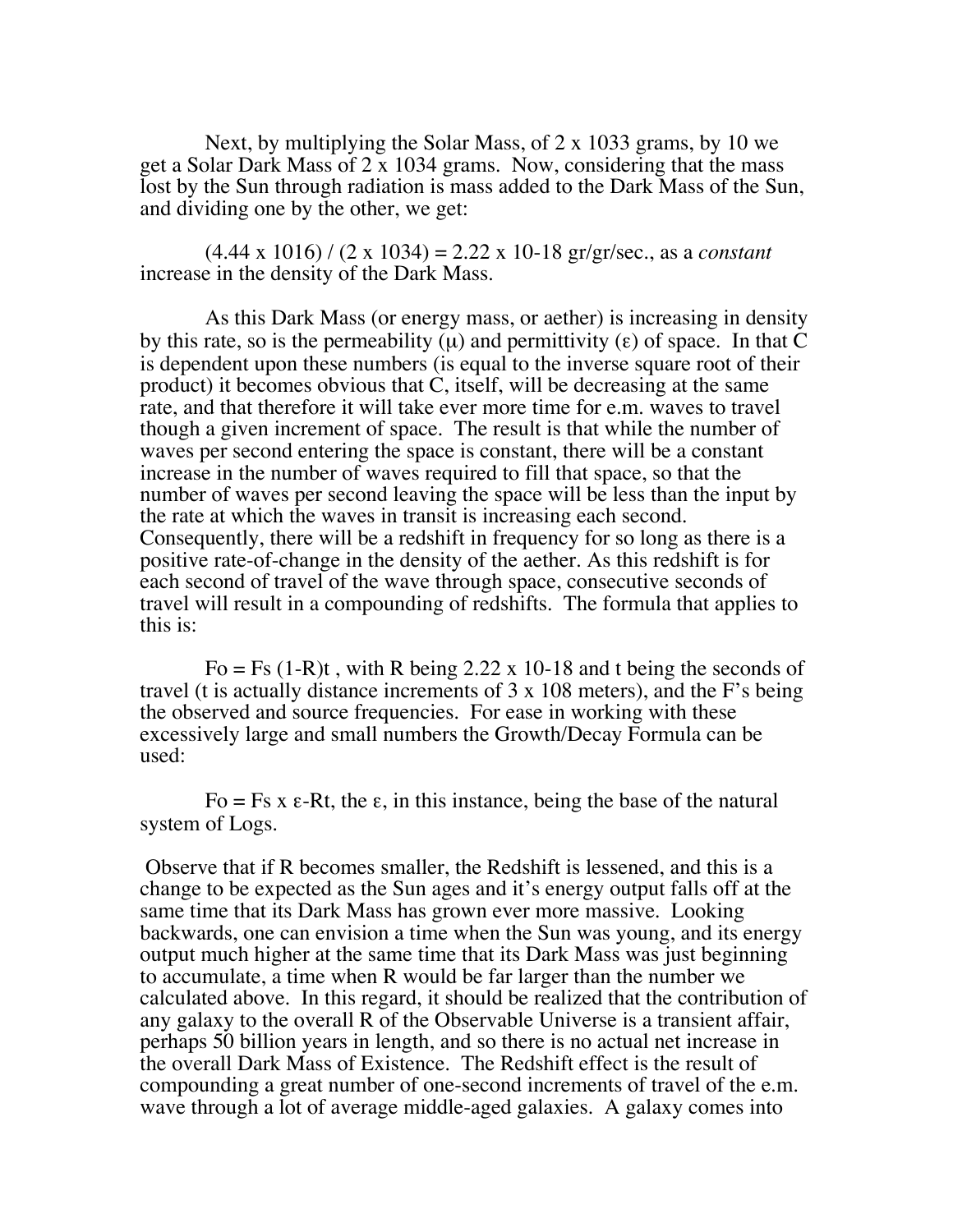Next, by multiplying the Solar Mass, of $2 \times 10^{33}$ grams, by 10 we get a Solar Dark Mass of $2 \times 10^{34}$ grams. Now, considering that the mass lost by the Sun through radiation is mass added to the Dark Mass of the Sun, and dividing one by the other, we get:

$(4.44 \times 10^{16}) / (2 \times 10^{34}) = 2.22 \times 10^{-18}$ gr/gr/sec., as a *constant* increase in the density of the Dark Mass.

As this Dark Mass (or energy mass, or aether) is increasing in density by this rate, so is the permeability ($\mu$) and permittivity ($\varepsilon$) of space. In that C is dependent upon these numbers (is equal to the inverse square root of their product) it becomes obvious that C, itself, will be decreasing at the same rate, and that therefore it will take ever more time for e.m. waves to travel though a given increment of space. The result is that while the number of waves per second entering the space is constant, there will be a constant increase in the number of waves required to fill that space, so that the number of waves per second leaving the space will be less than the input by the rate at which the waves in transit is increasing each second. Consequently, there will be a redshift in frequency for so long as there is a positive rate-of-change in the density of the aether. As this redshift is for each second of travel of the wave through space, consecutive seconds of travel will result in a compounding of redshifts. The formula that applies to this is:

$F_o = F_s (1-R)^t$, with R being $2.22 \times 10^{-18}$ and t being the seconds of travel (t is actually distance increments of $3 \times 10^8$ meters), and the F's being the observed and source frequencies. For ease in working with these excessively large and small numbers the Growth/Decay Formula can be used:

$F_o = F_s \times \varepsilon^{-Rt}$, the $\varepsilon$, in this instance, being the base of the natural system of Logs.

Observe that if R becomes smaller, the Redshift is lessened, and this is a change to be expected as the Sun ages and it's energy output falls off at the same time that its Dark Mass has grown ever more massive. Looking backwards, one can envision a time when the Sun was young, and its energy output much higher at the same time that its Dark Mass was just beginning to accumulate, a time when R would be far larger than the number we calculated above. In this regard, it should be realized that the contribution of any galaxy to the overall R of the Observable Universe is a transient affair, perhaps 50 billion years in length, and so there is no actual net increase in the overall Dark Mass of Existence. The Redshift effect is the result of compounding a great number of one-second increments of travel of the e.m. wave through a lot of average middle-aged galaxies. A galaxy comes into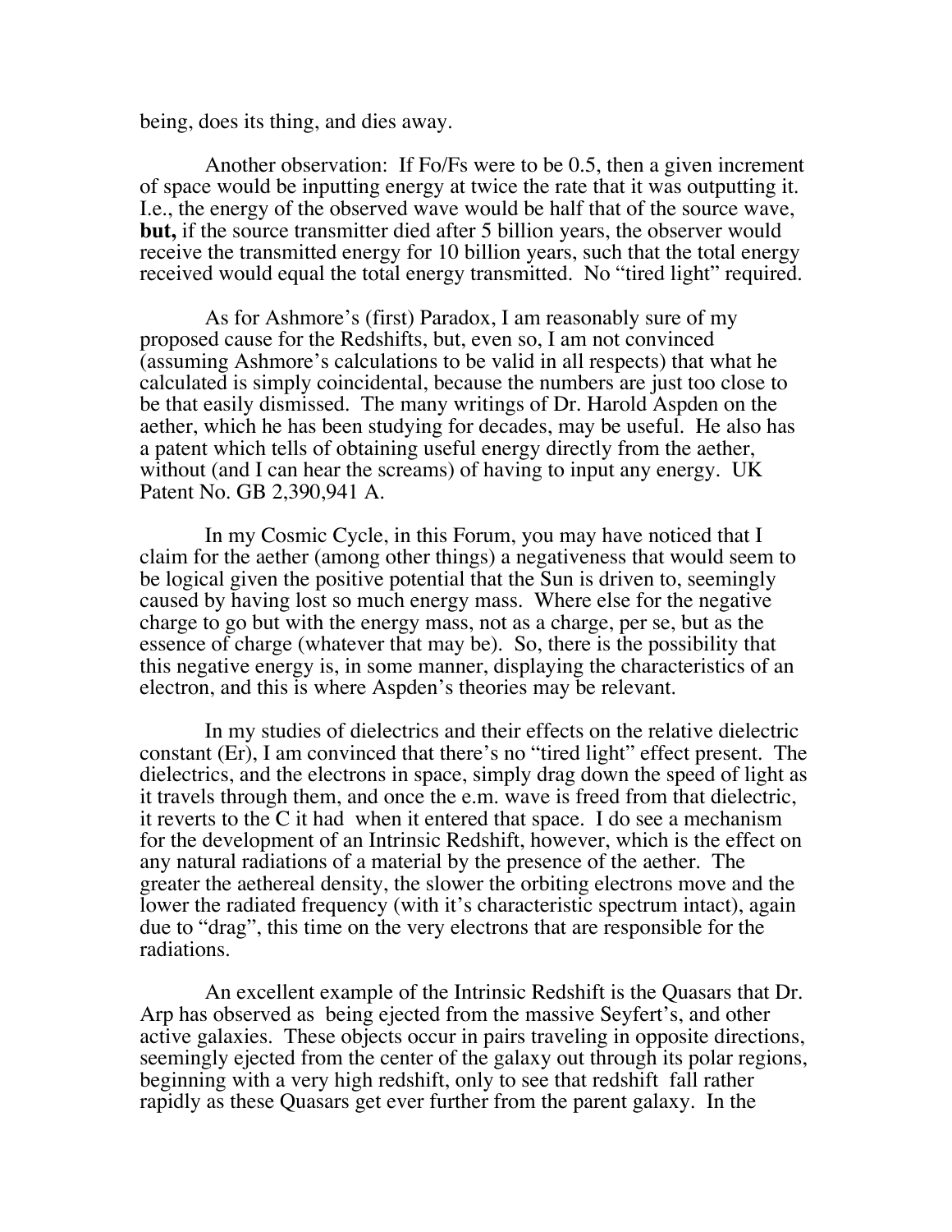being, does its thing, and dies away.

Another observation: If Fo/Fs were to be 0.5, then a given increment of space would be inputting energy at twice the rate that it was outputting it. I.e., the energy of the observed wave would be half that of the source wave, **but,** if the source transmitter died after 5 billion years, the observer would receive the transmitted energy for 10 billion years, such that the total energy received would equal the total energy transmitted. No "tired light" required.

As for Ashmore's (first) Paradox, I am reasonably sure of my proposed cause for the Redshifts, but, even so, I am not convinced (assuming Ashmore's calculations to be valid in all respects) that what he calculated is simply coincidental, because the numbers are just too close to be that easily dismissed. The many writings of Dr. Harold Aspden on the aether, which he has been studying for decades, may be useful. He also has a patent which tells of obtaining useful energy directly from the aether, without (and I can hear the screams) of having to input any energy. UK Patent No. GB 2,390,941 A.

In my Cosmic Cycle, in this Forum, you may have noticed that I claim for the aether (among other things) a negativeness that would seem to be logical given the positive potential that the Sun is driven to, seemingly caused by having lost so much energy mass. Where else for the negative charge to go but with the energy mass, not as a charge, per se, but as the essence of charge (whatever that may be). So, there is the possibility that this negative energy is, in some manner, displaying the characteristics of an electron, and this is where Aspden's theories may be relevant.

In my studies of dielectrics and their effects on the relative dielectric constant (Er), I am convinced that there's no "tired light" effect present. The dielectrics, and the electrons in space, simply drag down the speed of light as it travels through them, and once the e.m. wave is freed from that dielectric, it reverts to the C it had when it entered that space. I do see a mechanism for the development of an Intrinsic Redshift, however, which is the effect on any natural radiations of a material by the presence of the aether. The greater the aethereal density, the slower the orbiting electrons move and the lower the radiated frequency (with it's characteristic spectrum intact), again due to "drag", this time on the very electrons that are responsible for the radiations.

An excellent example of the Intrinsic Redshift is the Quasars that Dr. Arp has observed as being ejected from the massive Seyfert's, and other active galaxies. These objects occur in pairs traveling in opposite directions, seemingly ejected from the center of the galaxy out through its polar regions, beginning with a very high redshift, only to see that redshift fall rather rapidly as these Quasars get ever further from the parent galaxy. In the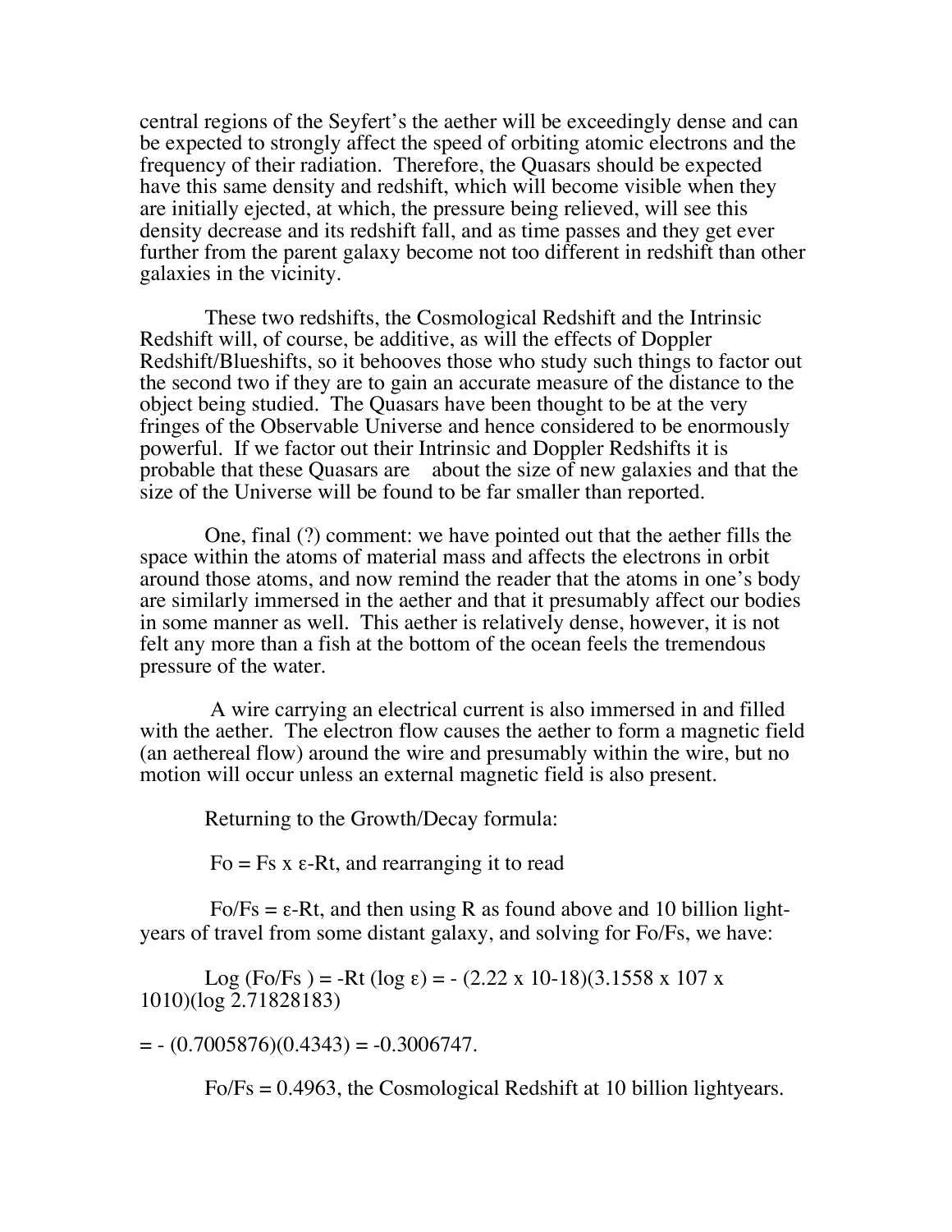central regions of the Seyfert's the aether will be exceedingly dense and can be expected to strongly affect the speed of orbiting atomic electrons and the frequency of their radiation. Therefore, the Quasars should be expected have this same density and redshift, which will become visible when they are initially ejected, at which, the pressure being relieved, will see this density decrease and its redshift fall, and as time passes and they get ever further from the parent galaxy become not too different in redshift than other galaxies in the vicinity.

These two redshifts, the Cosmological Redshift and the Intrinsic Redshift will, of course, be additive, as will the effects of Doppler Redshift/Blueshifts, so it behooves those who study such things to factor out the second two if they are to gain an accurate measure of the distance to the object being studied. The Quasars have been thought to be at the very fringes of the Observable Universe and hence considered to be enormously powerful. If we factor out their Intrinsic and Doppler Redshifts it is probable that these Quasars are about the size of new galaxies and that the size of the Universe will be found to be far smaller than reported.

One, final (?) comment: we have pointed out that the aether fills the space within the atoms of material mass and affects the electrons in orbit around those atoms, and now remind the reader that the atoms in one's body are similarly immersed in the aether and that it presumably affect our bodies in some manner as well. This aether is relatively dense, however, it is not felt any more than a fish at the bottom of the ocean feels the tremendous pressure of the water.

A wire carrying an electrical current is also immersed in and filled with the aether. The electron flow causes the aether to form a magnetic field (an aethereal flow) around the wire and presumably within the wire, but no motion will occur unless an external magnetic field is also present.

Returning to the Growth/Decay formula:

$Fo = Fs \times \varepsilon^{-Rt}$, and rearranging it to read

$Fo/Fs = \varepsilon^{-Rt}$, and then using R as found above and 10 billion light-years of travel from some distant galaxy, and solving for Fo/Fs, we have:

$$\text{Log}(Fo/Fs) = -Rt(\log \varepsilon) = -(2.22 \times 10^{-18})(3.1558 \times 10^{7} \times 10^{10})(\log 2.71828183)$$

$$= -(0.7005876)(0.4343) = -0.3006747.$$

$Fo/Fs = 0.4963$, the Cosmological Redshift at 10 billion lightyears.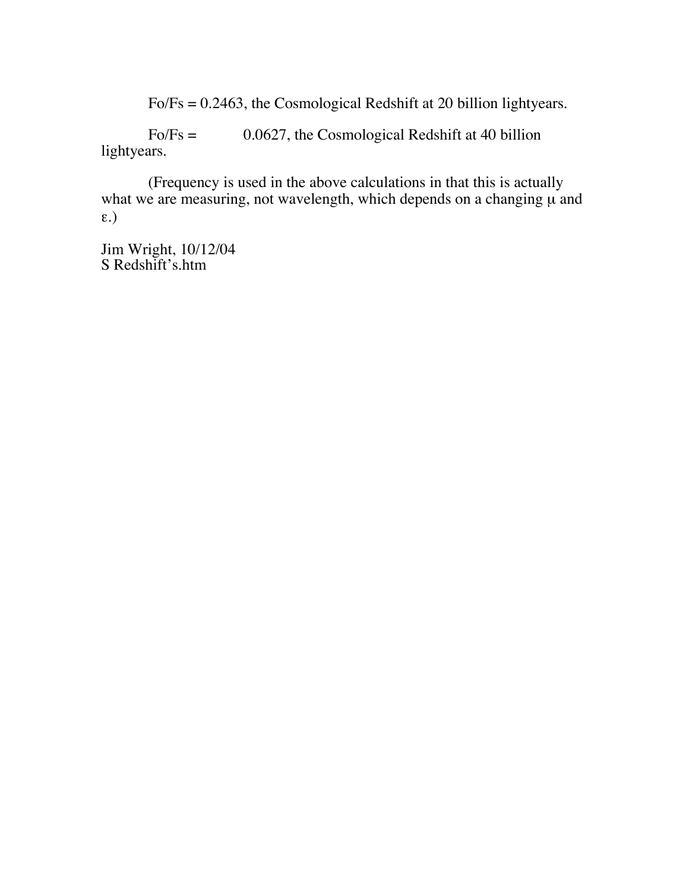$F_o/F_s = 0.2463$, the Cosmological Redshift at 20 billion lightyears.

$F_o/F_s = 0.0627$, the Cosmological Redshift at 40 billion lightyears.

(Frequency is used in the above calculations in that this is actually what we are measuring, not wavelength, which depends on a changing $\mu$ and $\varepsilon$.)

Jim Wright, 10/12/04
S Redshift's.htm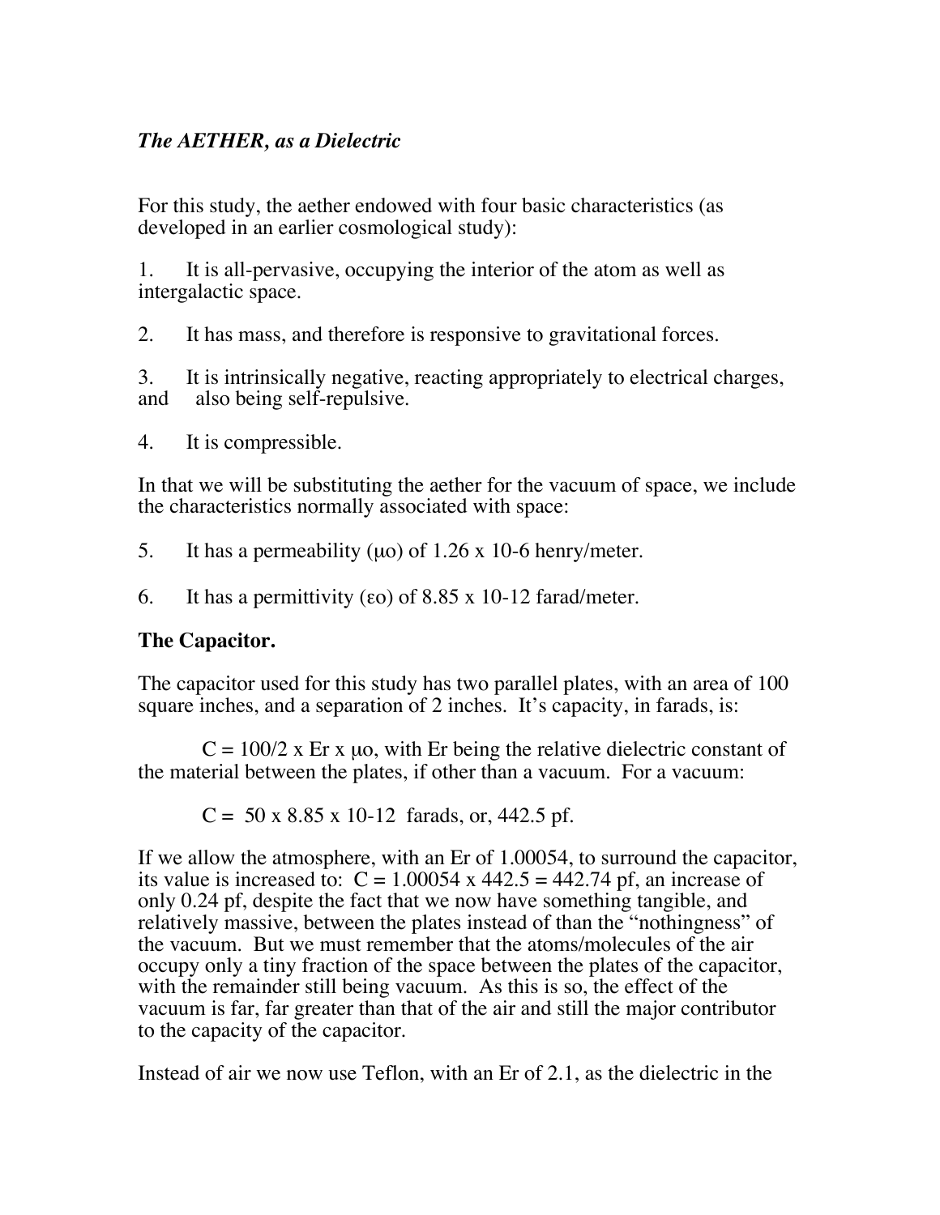## *The AETHER, as a Dielectric*

For this study, the aether endowed with four basic characteristics (as developed in an earlier cosmological study):

1. It is all-pervasive, occupying the interior of the atom as well as intergalactic space.

2. It has mass, and therefore is responsive to gravitational forces.

3. It is intrinsically negative, reacting appropriately to electrical charges, and also being self-repulsive.

4. It is compressible.

In that we will be substituting the aether for the vacuum of space, we include the characteristics normally associated with space:

5. It has a permeability ($\mu o$) of 1.26 x 10-6 henry/meter.

6. It has a permittivity ($\varepsilon o$) of 8.85 x 10-12 farad/meter.

**The Capacitor.**

The capacitor used for this study has two parallel plates, with an area of 100 square inches, and a separation of 2 inches. It's capacity, in farads, is:

$C = 100/2 \times Er \times \mu o$, with Er being the relative dielectric constant of the material between the plates, if other than a vacuum. For a vacuum:

$C = 50 \times 8.85 \times 10\text{-}12$ farads, or, 442.5 pf.

If we allow the atmosphere, with an Er of 1.00054, to surround the capacitor, its value is increased to: $C = 1.00054 \times 442.5 = 442.74$ pf, an increase of only 0.24 pf, despite the fact that we now have something tangible, and relatively massive, between the plates instead of than the "nothingness" of the vacuum. But we must remember that the atoms/molecules of the air occupy only a tiny fraction of the space between the plates of the capacitor, with the remainder still being vacuum. As this is so, the effect of the vacuum is far, far greater than that of the air and still the major contributor to the capacity of the capacitor.

Instead of air we now use Teflon, with an Er of 2.1, as the dielectric in the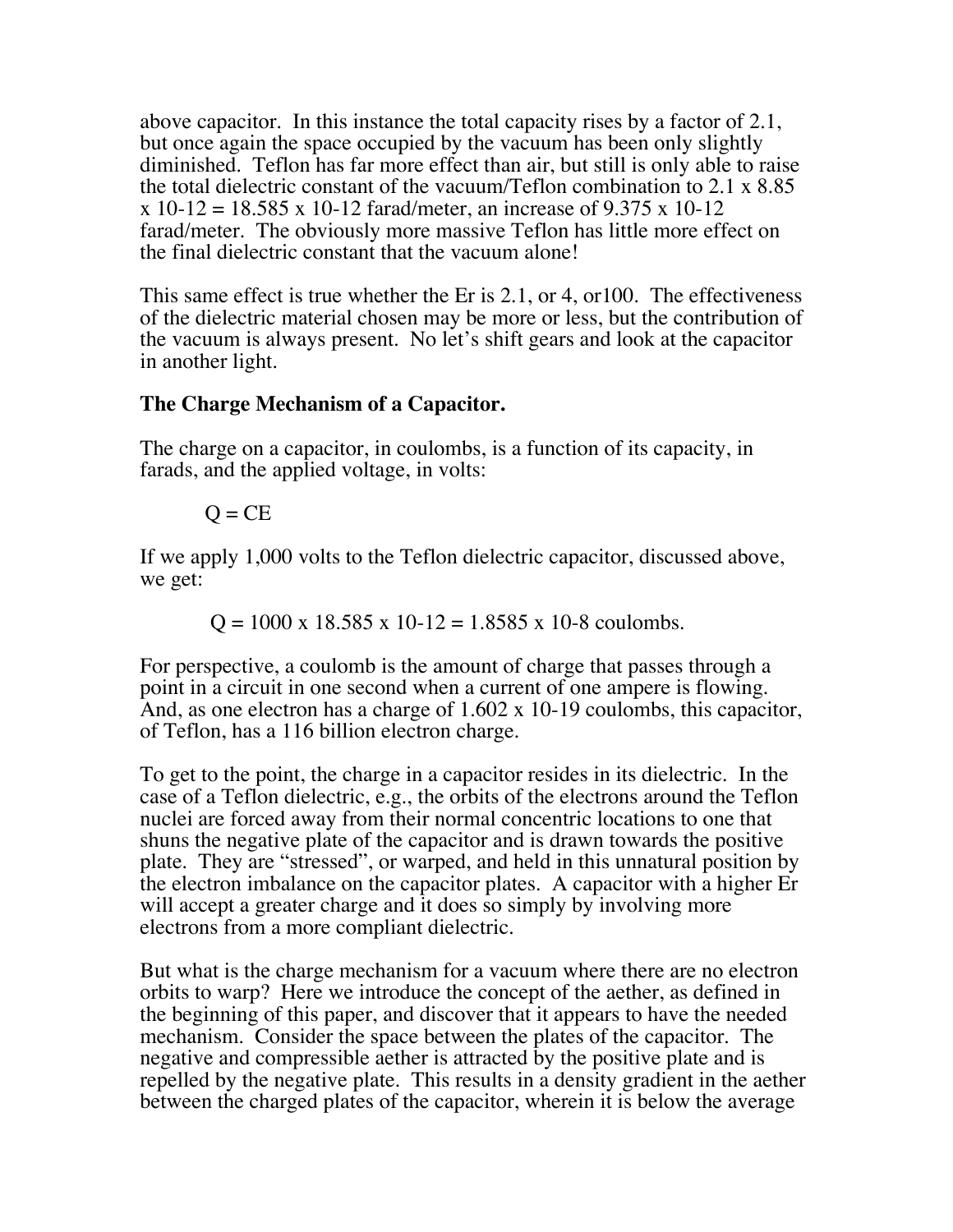above capacitor. In this instance the total capacity rises by a factor of 2.1, but once again the space occupied by the vacuum has been only slightly diminished. Teflon has far more effect than air, but still is only able to raise the total dielectric constant of the vacuum/Teflon combination to $2.1 \times 8.85 \times 10^{-12} = 18.585 \times 10^{-12}$ farad/meter, an increase of $9.375 \times 10^{-12}$ farad/meter. The obviously more massive Teflon has little more effect on the final dielectric constant that the vacuum alone!

This same effect is true whether the Er is 2.1, or 4, or100. The effectiveness of the dielectric material chosen may be more or less, but the contribution of the vacuum is always present. No let's shift gears and look at the capacitor in another light.

**The Charge Mechanism of a Capacitor.**

The charge on a capacitor, in coulombs, is a function of its capacity, in farads, and the applied voltage, in volts:

$$Q = CE$$

If we apply 1,000 volts to the Teflon dielectric capacitor, discussed above, we get:

$$Q = 1000 \times 18.585 \times 10^{-12} = 1.8585 \times 10^{-8} \text{ coulombs.}$$

For perspective, a coulomb is the amount of charge that passes through a point in a circuit in one second when a current of one ampere is flowing. And, as one electron has a charge of $1.602 \times 10^{-19}$ coulombs, this capacitor, of Teflon, has a 116 billion electron charge.

To get to the point, the charge in a capacitor resides in its dielectric. In the case of a Teflon dielectric, e.g., the orbits of the electrons around the Teflon nuclei are forced away from their normal concentric locations to one that shuns the negative plate of the capacitor and is drawn towards the positive plate. They are "stressed", or warped, and held in this unnatural position by the electron imbalance on the capacitor plates. A capacitor with a higher Er will accept a greater charge and it does so simply by involving more electrons from a more compliant dielectric.

But what is the charge mechanism for a vacuum where there are no electron orbits to warp? Here we introduce the concept of the aether, as defined in the beginning of this paper, and discover that it appears to have the needed mechanism. Consider the space between the plates of the capacitor. The negative and compressible aether is attracted by the positive plate and is repelled by the negative plate. This results in a density gradient in the aether between the charged plates of the capacitor, wherein it is below the average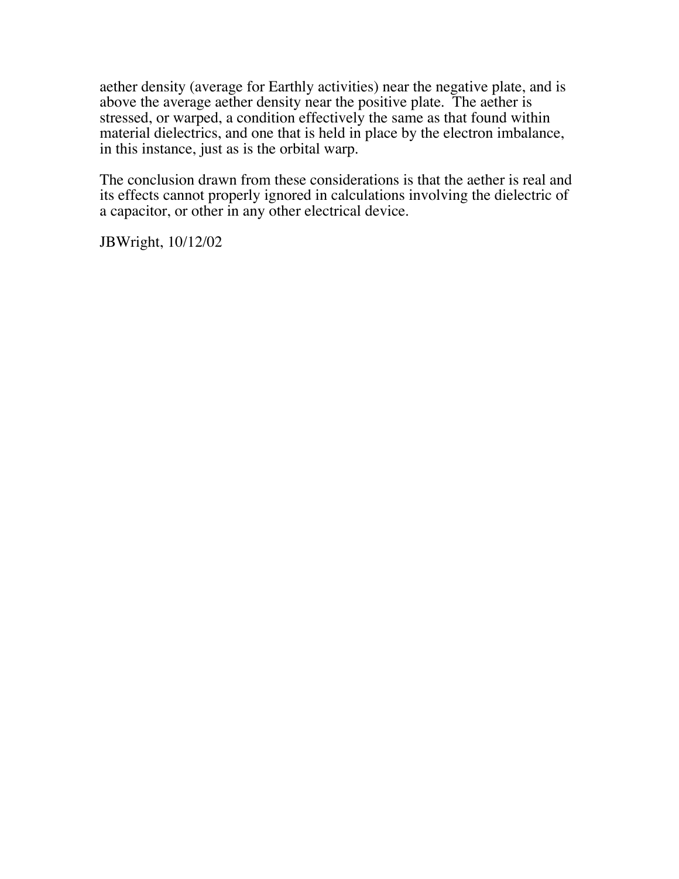aether density (average for Earthly activities) near the negative plate, and is above the average aether density near the positive plate. The aether is stressed, or warped, a condition effectively the same as that found within material dielectrics, and one that is held in place by the electron imbalance, in this instance, just as is the orbital warp.

The conclusion drawn from these considerations is that the aether is real and its effects cannot properly ignored in calculations involving the dielectric of a capacitor, or other in any other electrical device.

JBWright, 10/12/02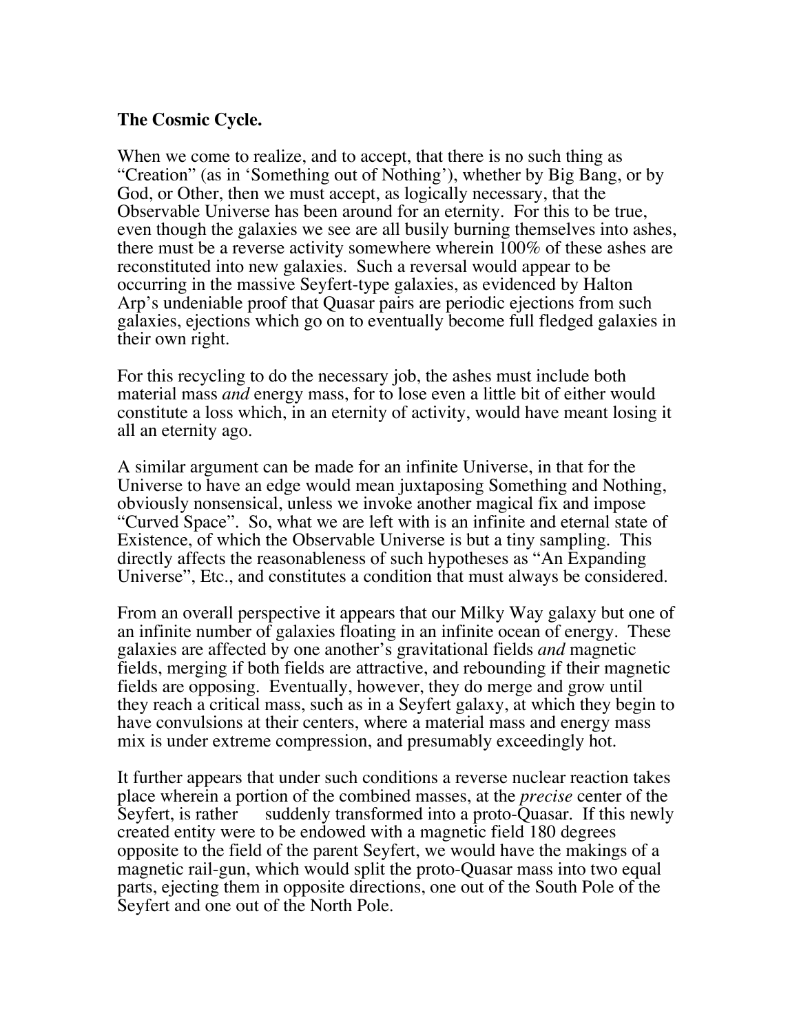**The Cosmic Cycle.**

When we come to realize, and to accept, that there is no such thing as "Creation" (as in 'Something out of Nothing'), whether by Big Bang, or by God, or Other, then we must accept, as logically necessary, that the Observable Universe has been around for an eternity. For this to be true, even though the galaxies we see are all busily burning themselves into ashes, there must be a reverse activity somewhere wherein 100% of these ashes are reconstituted into new galaxies. Such a reversal would appear to be occurring in the massive Seyfert-type galaxies, as evidenced by Halton Arp's undeniable proof that Quasar pairs are periodic ejections from such galaxies, ejections which go on to eventually become full fledged galaxies in their own right.

For this recycling to do the necessary job, the ashes must include both material mass *and* energy mass, for to lose even a little bit of either would constitute a loss which, in an eternity of activity, would have meant losing it all an eternity ago.

A similar argument can be made for an infinite Universe, in that for the Universe to have an edge would mean juxtaposing Something and Nothing, obviously nonsensical, unless we invoke another magical fix and impose "Curved Space". So, what we are left with is an infinite and eternal state of Existence, of which the Observable Universe is but a tiny sampling. This directly affects the reasonableness of such hypotheses as "An Expanding Universe", Etc., and constitutes a condition that must always be considered.

From an overall perspective it appears that our Milky Way galaxy but one of an infinite number of galaxies floating in an infinite ocean of energy. These galaxies are affected by one another's gravitational fields *and* magnetic fields, merging if both fields are attractive, and rebounding if their magnetic fields are opposing. Eventually, however, they do merge and grow until they reach a critical mass, such as in a Seyfert galaxy, at which they begin to have convulsions at their centers, where a material mass and energy mass mix is under extreme compression, and presumably exceedingly hot.

It further appears that under such conditions a reverse nuclear reaction takes place wherein a portion of the combined masses, at the *precise* center of the Seyfert, is rather suddenly transformed into a proto-Quasar. If this newly created entity were to be endowed with a magnetic field 180 degrees opposite to the field of the parent Seyfert, we would have the makings of a magnetic rail-gun, which would split the proto-Quasar mass into two equal parts, ejecting them in opposite directions, one out of the South Pole of the Seyfert and one out of the North Pole.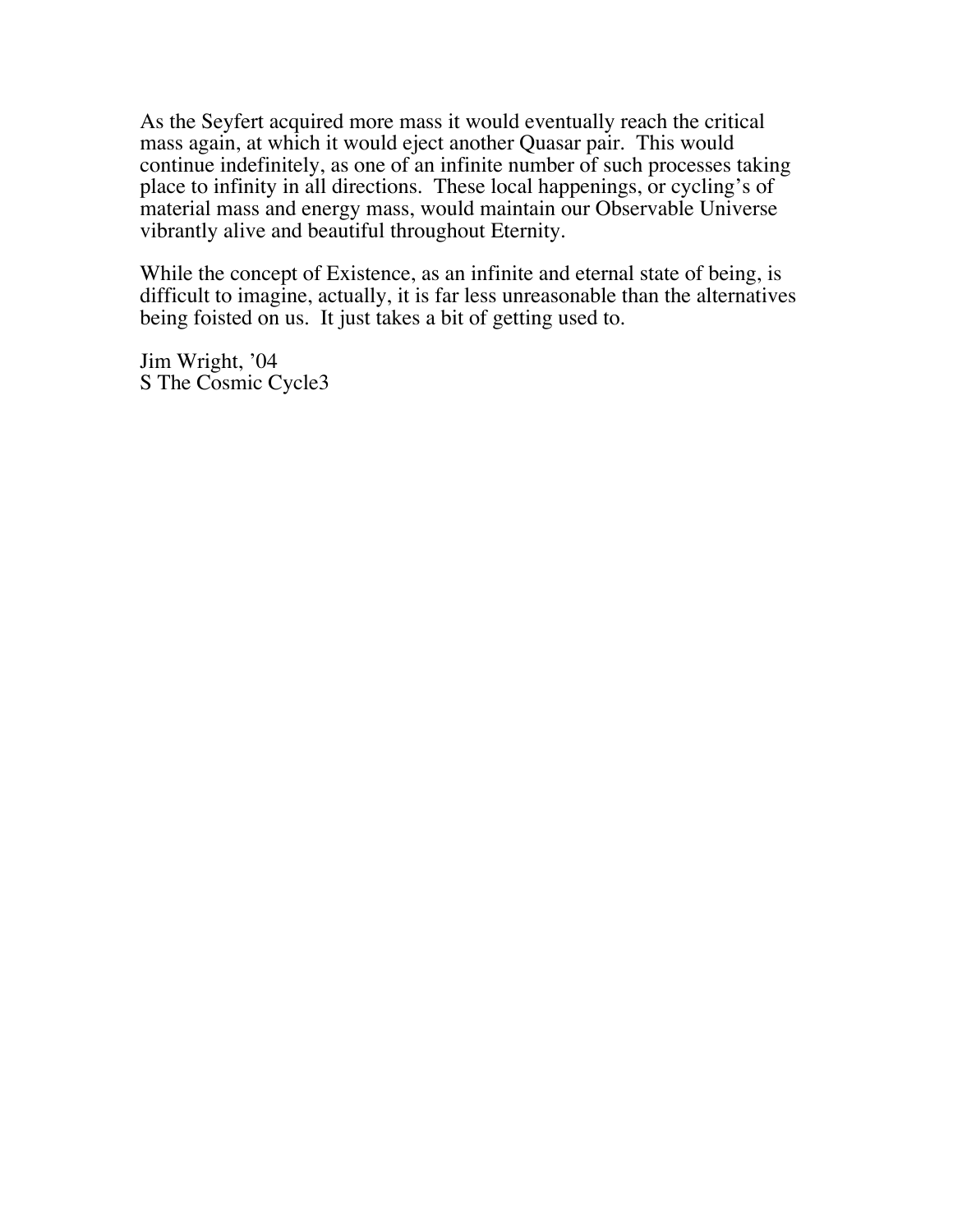As the Seyfert acquired more mass it would eventually reach the critical mass again, at which it would eject another Quasar pair. This would continue indefinitely, as one of an infinite number of such processes taking place to infinity in all directions. These local happenings, or cycling's of material mass and energy mass, would maintain our Observable Universe vibrantly alive and beautiful throughout Eternity.

While the concept of Existence, as an infinite and eternal state of being, is difficult to imagine, actually, it is far less unreasonable than the alternatives being foisted on us. It just takes a bit of getting used to.

Jim Wright, '04
S The Cosmic Cycle3